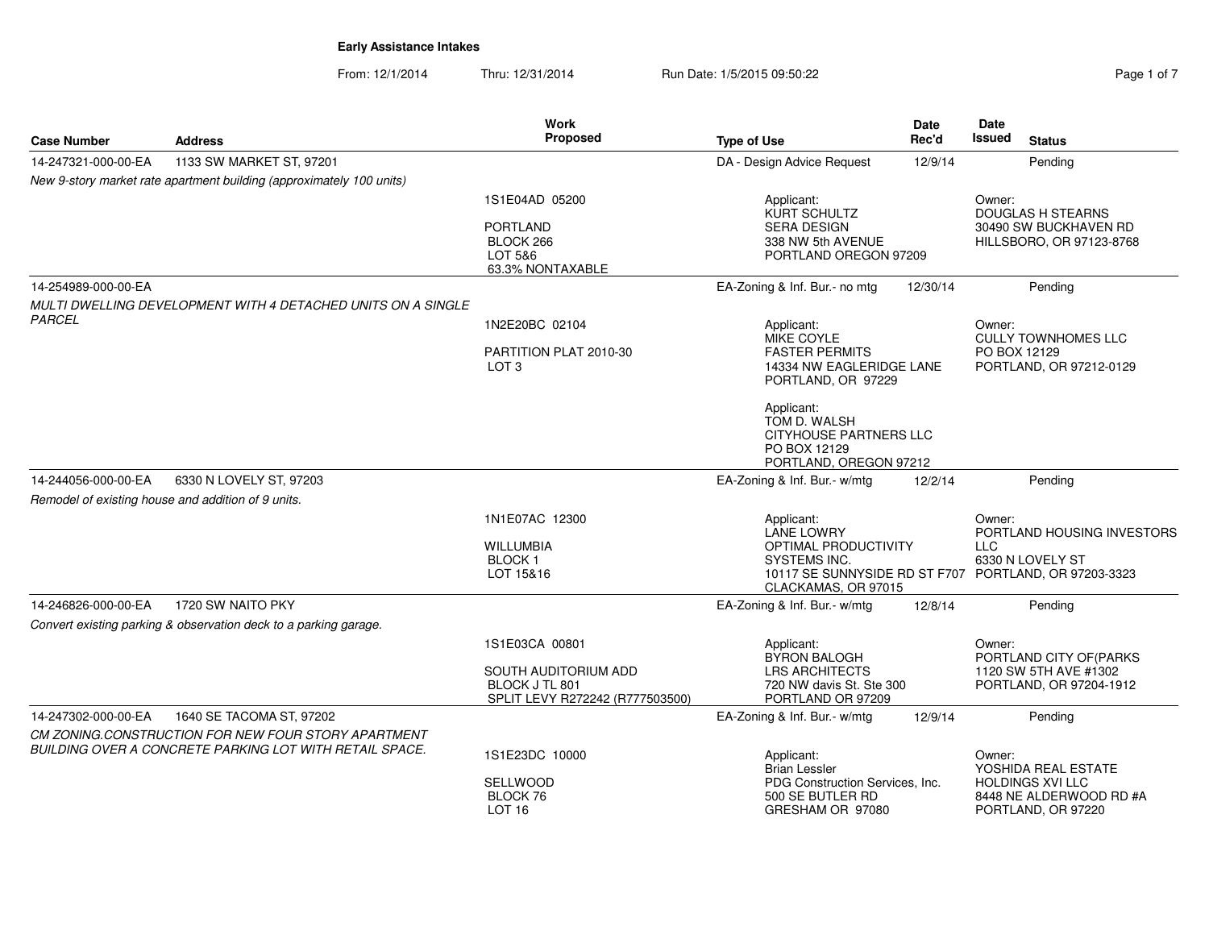**Early Assistance Intakes**

From: 12/1/2014 Thru: 12/31/2014 Run Date: 1/5/2015 09:50:22

| Case Number | Address | Work Proposed | Type of Use | Date Rec'd | Date Issued | Status |
|---|---|---|---|---|---|---|
| 14-247321-000-00-EA | 1133 SW MARKET ST, 97201 | | DA - Design Advice Request | 12/9/14 | | Pending |
| *New 9-story market rate apartment building (approximately 100 units)* | | 1S1E04AD 05200<br><br>PORTLAND<br>BLOCK 266<br>LOT 5&6<br>63.3% NONTAXABLE | Applicant:<br>KURT SCHULTZ<br>SERA DESIGN<br>338 NW 5th AVENUE<br>PORTLAND OREGON 97209 | | Owner:<br>DOUGLAS H STEARNS<br>30490 SW BUCKHAVEN RD<br>HILLSBORO, OR 97123-8768 | |
| 14-254989-000-00-EA | | | EA-Zoning & Inf. Bur.- no mtg | 12/30/14 | | Pending |
| *MULTI DWELLING DEVELOPMENT WITH 4 DETACHED UNITS ON A SINGLE PARCEL* | | 1N2E20BC 02104<br><br>PARTITION PLAT 2010-30<br>LOT 3 | Applicant:<br>MIKE COYLE<br>FASTER PERMITS<br>14334 NW EAGLERIDGE LANE<br>PORTLAND, OR 97229<br><br>Applicant:<br>TOM D. WALSH<br>CITYHOUSE PARTNERS LLC<br>PO BOX 12129<br>PORTLAND, OREGON 97212 | | Owner:<br>CULLY TOWNHOMES LLC<br>PO BOX 12129<br>PORTLAND, OR 97212-0129 | |
| 14-244056-000-00-EA | 6330 N LOVELY ST, 97203 | | EA-Zoning & Inf. Bur.- w/mtg | 12/2/14 | | Pending |
| *Remodel of existing house and addition of 9 units.* | | 1N1E07AC 12300<br><br>WILLUMBIA<br>BLOCK 1<br>LOT 15&16 | Applicant:<br>LANE LOWRY<br>OPTIMAL PRODUCTIVITY SYSTEMS INC.<br>10117 SE SUNNYSIDE RD ST F707<br>CLACKAMAS, OR 97015 | | Owner:<br>PORTLAND HOUSING INVESTORS LLC<br>6330 N LOVELY ST<br>PORTLAND, OR 97203-3323 | |
| 14-246826-000-00-EA | 1720 SW NAITO PKY | | EA-Zoning & Inf. Bur.- w/mtg | 12/8/14 | | Pending |
| *Convert existing parking & observation deck to a parking garage.* | | 1S1E03CA 00801<br><br>SOUTH AUDITORIUM ADD<br>BLOCK J TL 801<br>SPLIT LEVY R272242 (R777503500) | Applicant:<br>BYRON BALOGH<br>LRS ARCHITECTS<br>720 NW davis St. Ste 300<br>PORTLAND OR 97209 | | Owner:<br>PORTLAND CITY OF(PARKS<br>1120 SW 5TH AVE #1302<br>PORTLAND, OR 97204-1912 | |
| 14-247302-000-00-EA | 1640 SE TACOMA ST, 97202 | | EA-Zoning & Inf. Bur.- w/mtg | 12/9/14 | | Pending |
| *CM ZONING.CONSTRUCTION FOR NEW FOUR STORY APARTMENT BUILDING OVER A CONCRETE PARKING LOT WITH RETAIL SPACE.* | | 1S1E23DC 10000<br><br>SELLWOOD<br>BLOCK 76<br>LOT 16 | Applicant:<br>Brian Lessler<br>PDG Construction Services, Inc.<br>500 SE BUTLER RD<br>GRESHAM OR 97080 | | Owner:<br>YOSHIDA REAL ESTATE HOLDINGS XVI LLC<br>8448 NE ALDERWOOD RD #A<br>PORTLAND, OR 97220 | |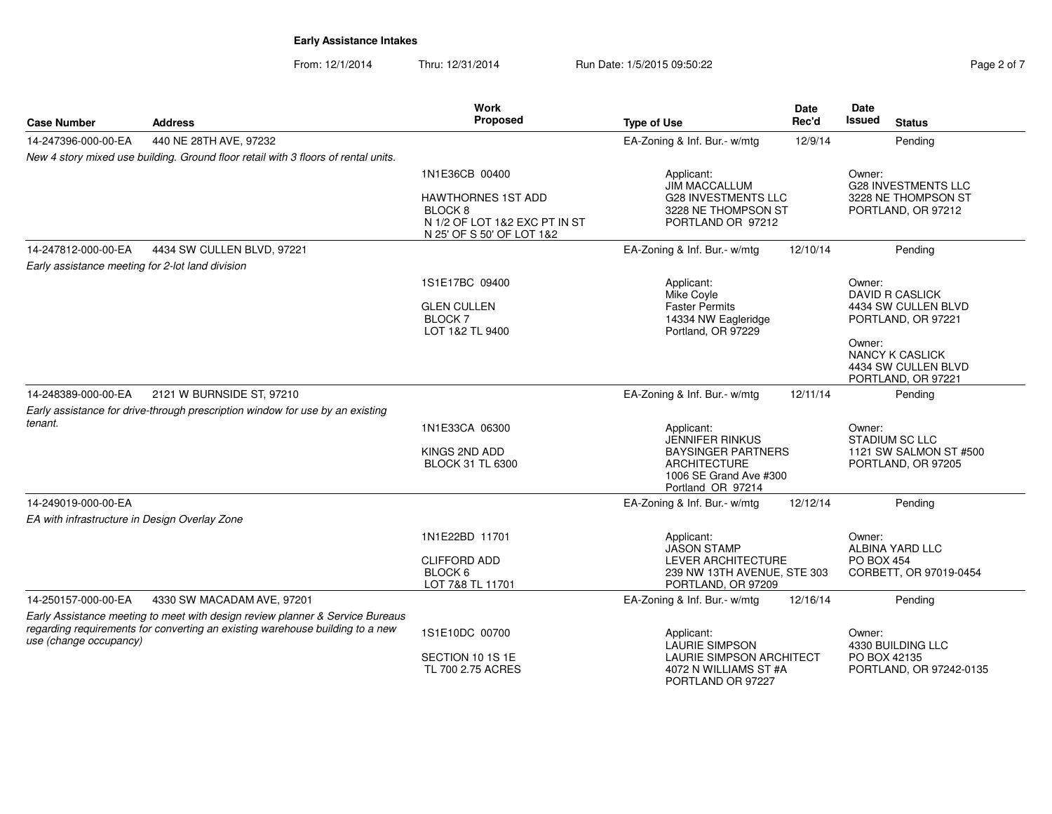## Early Assistance Intakes

From: 12/1/2014 Thru: 12/31/2014 Run Date: 1/5/2015 09:50:22

| Case Number | Address | Work Proposed | Type of Use | Date Rec'd | Date Issued | Status |
|---|---|---|---|---|---|---|
| 14-247396-000-00-EA | 440 NE 28TH AVE, 97232 | | EA-Zoning & Inf. Bur.- w/mtg | 12/9/14 | | Pending |

*New 4 story mixed use building. Ground floor retail with 3 floors of rental units.*

1N1E36CB 00400

HAWTHORNES 1ST ADD
BLOCK 8
N 1/2 OF LOT 1&2 EXC PT IN ST
N 25' OF S 50' OF LOT 1&2

Applicant:
JIM MACCALLUM
G28 INVESTMENTS LLC
3228 NE THOMPSON ST
PORTLAND OR 97212

Owner:
G28 INVESTMENTS LLC
3228 NE THOMPSON ST
PORTLAND, OR 97212

| Case Number | Address | Work Proposed | Type of Use | Date Rec'd | Date Issued | Status |
|---|---|---|---|---|---|---|
| 14-247812-000-00-EA | 4434 SW CULLEN BLVD, 97221 | | EA-Zoning & Inf. Bur.- w/mtg | 12/10/14 | | Pending |

*Early assistance meeting for 2-lot land division*

1S1E17BC 09400

GLEN CULLEN
BLOCK 7
LOT 1&2 TL 9400

Applicant:
Mike Coyle
Faster Permits
14334 NW Eagleridge
Portland, OR 97229

Owner:
DAVID R CASLICK
4434 SW CULLEN BLVD
PORTLAND, OR 97221

Owner:
NANCY K CASLICK
4434 SW CULLEN BLVD
PORTLAND, OR 97221

| Case Number | Address | Work Proposed | Type of Use | Date Rec'd | Date Issued | Status |
|---|---|---|---|---|---|---|
| 14-248389-000-00-EA | 2121 W BURNSIDE ST, 97210 | | EA-Zoning & Inf. Bur.- w/mtg | 12/11/14 | | Pending |

*Early assistance for drive-through prescription window for use by an existing tenant.*

1N1E33CA 06300

KINGS 2ND ADD
BLOCK 31 TL 6300

Applicant:
JENNIFER RINKUS
BAYSINGER PARTNERS ARCHITECTURE
1006 SE Grand Ave #300
Portland OR 97214

Owner:
STADIUM SC LLC
1121 SW SALMON ST #500
PORTLAND, OR 97205

| Case Number | Address | Work Proposed | Type of Use | Date Rec'd | Date Issued | Status |
|---|---|---|---|---|---|---|
| 14-249019-000-00-EA | | | EA-Zoning & Inf. Bur.- w/mtg | 12/12/14 | | Pending |

*EA with infrastructure in Design Overlay Zone*

1N1E22BD 11701

CLIFFORD ADD
BLOCK 6
LOT 7&8 TL 11701

Applicant:
JASON STAMP
LEVER ARCHITECTURE
239 NW 13TH AVENUE, STE 303
PORTLAND, OR 97209

Owner:
ALBINA YARD LLC
PO BOX 454
CORBETT, OR 97019-0454

| Case Number | Address | Work Proposed | Type of Use | Date Rec'd | Date Issued | Status |
|---|---|---|---|---|---|---|
| 14-250157-000-00-EA | 4330 SW MACADAM AVE, 97201 | | EA-Zoning & Inf. Bur.- w/mtg | 12/16/14 | | Pending |

*Early Assistance meeting to meet with design review planner & Service Bureaus regarding requirements for converting an existing warehouse building to a new use (change occupancy)*

1S1E10DC 00700

SECTION 10 1S 1E
TL 700 2.75 ACRES

Applicant:
LAURIE SIMPSON
LAURIE SIMPSON ARCHITECT
4072 N WILLIAMS ST #A
PORTLAND OR 97227

Owner:
4330 BUILDING LLC
PO BOX 42135
PORTLAND, OR 97242-0135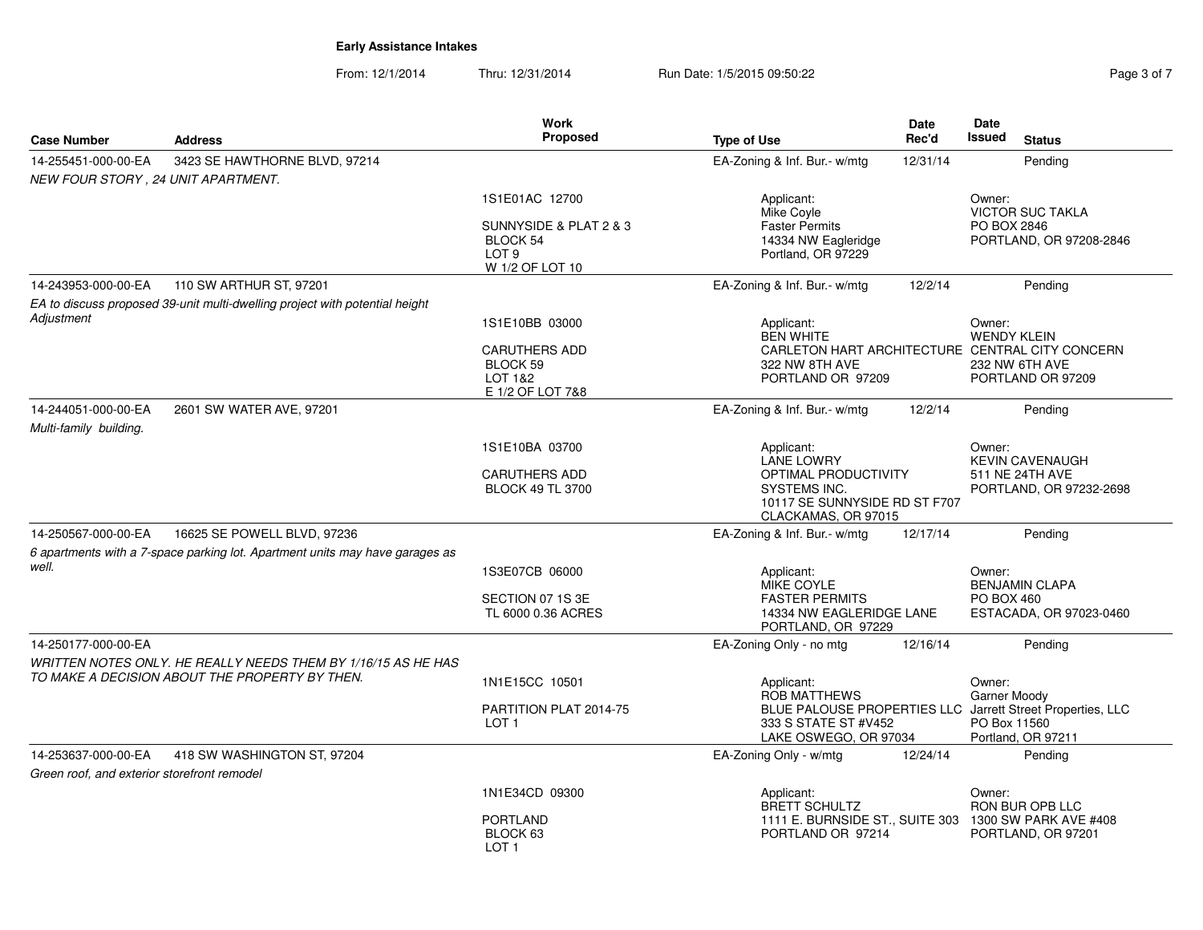**Early Assistance Intakes**

From: 12/1/2014 Thru: 12/31/2014 Run Date: 1/5/2015 09:50:22

| Case Number | Address | Work Proposed | Type of Use | Date Rec'd | Date Issued | Status |
|---|---|---|---|---|---|---|
| 14-255451-000-00-EA | 3423 SE HAWTHORNE BLVD, 97214 | | EA-Zoning & Inf. Bur.- w/mtg | 12/31/14 | | Pending |
| *NEW FOUR STORY , 24 UNIT APARTMENT.* | | 1S1E01AC 12700<br>SUNNYSIDE & PLAT 2 & 3<br>BLOCK 54<br>LOT 9<br>W 1/2 OF LOT 10 | Applicant:<br>Mike Coyle<br>Faster Permits<br>14334 NW Eagleridge<br>Portland, OR 97229 | | Owner:<br>VICTOR SUC TAKLA<br>PO BOX 2846<br>PORTLAND, OR 97208-2846 | |
| 14-243953-000-00-EA | 110 SW ARTHUR ST, 97201 | | EA-Zoning & Inf. Bur.- w/mtg | 12/2/14 | | Pending |
| *EA to discuss proposed 39-unit multi-dwelling project with potential height Adjustment* | | 1S1E10BB 03000<br>CARUTHERS ADD<br>BLOCK 59<br>LOT 1&2<br>E 1/2 OF LOT 7&8 | Applicant:<br>BEN WHITE<br>CARLETON HART ARCHITECTURE<br>322 NW 8TH AVE<br>PORTLAND OR 97209 | | Owner:<br>WENDY KLEIN<br>CENTRAL CITY CONCERN<br>232 NW 6TH AVE<br>PORTLAND OR 97209 | |
| 14-244051-000-00-EA | 2601 SW WATER AVE, 97201 | | EA-Zoning & Inf. Bur.- w/mtg | 12/2/14 | | Pending |
| *Multi-family building.* | | 1S1E10BA 03700<br>CARUTHERS ADD<br>BLOCK 49 TL 3700 | Applicant:<br>LANE LOWRY<br>OPTIMAL PRODUCTIVITY SYSTEMS INC.<br>10117 SE SUNNYSIDE RD ST F707<br>CLACKAMAS, OR 97015 | | Owner:<br>KEVIN CAVENAUGH<br>511 NE 24TH AVE<br>PORTLAND, OR 97232-2698 | |
| 14-250567-000-00-EA | 16625 SE POWELL BLVD, 97236 | | EA-Zoning & Inf. Bur.- w/mtg | 12/17/14 | | Pending |
| *6 apartments with a 7-space parking lot. Apartment units may have garages as well.* | | 1S3E07CB 06000<br>SECTION 07 1S 3E<br>TL 6000 0.36 ACRES | Applicant:<br>MIKE COYLE<br>FASTER PERMITS<br>14334 NW EAGLERIDGE LANE<br>PORTLAND, OR 97229 | | Owner:<br>BENJAMIN CLAPA<br>PO BOX 460<br>ESTACADA, OR 97023-0460 | |
| 14-250177-000-00-EA | | | EA-Zoning Only - no mtg | 12/16/14 | | Pending |
| *WRITTEN NOTES ONLY. HE REALLY NEEDS THEM BY 1/16/15 AS HE HAS TO MAKE A DECISION ABOUT THE PROPERTY BY THEN.* | | 1N1E15CC 10501<br>PARTITION PLAT 2014-75<br>LOT 1 | Applicant:<br>ROB MATTHEWS<br>BLUE PALOUSE PROPERTIES LLC<br>333 S STATE ST #V452<br>LAKE OSWEGO, OR 97034 | | Owner:<br>Garner Moody<br>Jarrett Street Properties, LLC<br>PO Box 11560<br>Portland, OR 97211 | |
| 14-253637-000-00-EA | 418 SW WASHINGTON ST, 97204 | | EA-Zoning Only - w/mtg | 12/24/14 | | Pending |
| *Green roof, and exterior storefront remodel* | | 1N1E34CD 09300<br>PORTLAND<br>BLOCK 63<br>LOT 1 | Applicant:<br>BRETT SCHULTZ<br>1111 E. BURNSIDE ST., SUITE 303<br>PORTLAND OR 97214 | | Owner:<br>RON BUR OPB LLC<br>1300 SW PARK AVE #408<br>PORTLAND, OR 97201 | |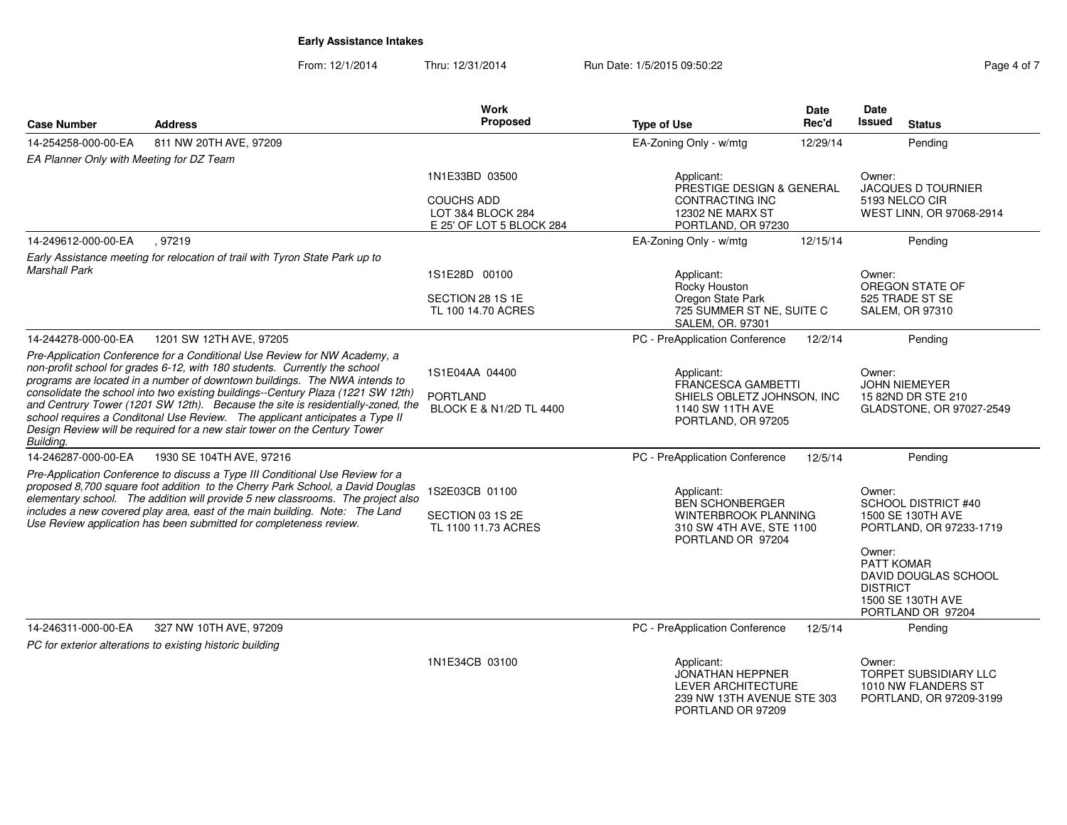**Early Assistance Intakes**

From: 12/1/2014 Thru: 12/31/2014 Run Date: 1/5/2015 09:50:22

| Case Number | Address | Work Proposed | Type of Use | Date Rec'd | Date Issued | Status |
|---|---|---|---|---|---|---|
| 14-254258-000-00-EA | 811 NW 20TH AVE, 97209 | | EA-Zoning Only - w/mtg | 12/29/14 | | Pending |
| *EA Planner Only with Meeting for DZ Team* | | 1N1E33BD 03500<br>COUCHS ADD<br>LOT 3&4 BLOCK 284<br>E 25' OF LOT 5 BLOCK 284 | Applicant:<br>PRESTIGE DESIGN & GENERAL CONTRACTING INC<br>12302 NE MARX ST<br>PORTLAND, OR 97230 | | Owner:<br>JACQUES D TOURNIER<br>5193 NELCO CIR<br>WEST LINN, OR 97068-2914 | |
| 14-249612-000-00-EA | , 97219 | | EA-Zoning Only - w/mtg | 12/15/14 | | Pending |
| *Early Assistance meeting for relocation of trail with Tyron State Park up to Marshall Park* | | 1S1E28D 00100<br>SECTION 28 1S 1E<br>TL 100 14.70 ACRES | Applicant:<br>Rocky Houston<br>Oregon State Park<br>725 SUMMER ST NE, SUITE C<br>SALEM, OR. 97301 | | Owner:<br>OREGON STATE OF<br>525 TRADE ST SE<br>SALEM, OR 97310 | |
| 14-244278-000-00-EA | 1201 SW 12TH AVE, 97205 | | PC - PreApplication Conference | 12/2/14 | | Pending |
| *Pre-Application Conference for a Conditional Use Review for NW Academy, a non-profit school for grades 6-12, with 180 students. Currently the school programs are located in a number of downtown buildings. The NWA intends to consolidate the school into two existing buildings--Century Plaza (1221 SW 12th) and Centrury Tower (1201 SW 12th). Because the site is residentially-zoned, the school requires a Conditonal Use Review. The applicant anticipates a Type II Design Review will be required for a new stair tower on the Century Tower Building.* | | 1S1E04AA 04400<br>PORTLAND<br>BLOCK E & N1/2D TL 4400 | Applicant:<br>FRANCESCA GAMBETTI<br>SHIELS OBLETZ JOHNSON, INC<br>1140 SW 11TH AVE<br>PORTLAND, OR 97205 | | Owner:<br>JOHN NIEMEYER<br>15 82ND DR STE 210<br>GLADSTONE, OR 97027-2549 | |
| 14-246287-000-00-EA | 1930 SE 104TH AVE, 97216 | | PC - PreApplication Conference | 12/5/14 | | Pending |
| *Pre-Application Conference to discuss a Type III Conditional Use Review for a proposed 8,700 square foot addition to the Cherry Park School, a David Douglas elementary school. The addition will provide 5 new classrooms. The project also includes a new covered play area, east of the main building. Note: The Land Use Review application has been submitted for completeness review.* | | 1S2E03CB 01100<br>SECTION 03 1S 2E<br>TL 1100 11.73 ACRES | Applicant:<br>BEN SCHONBERGER<br>WINTERBROOK PLANNING<br>310 SW 4TH AVE, STE 1100<br>PORTLAND OR 97204 | | Owner:<br>SCHOOL DISTRICT #40<br>1500 SE 130TH AVE<br>PORTLAND, OR 97233-1719<br><br>Owner:<br>PATT KOMAR<br>DAVID DOUGLAS SCHOOL DISTRICT<br>1500 SE 130TH AVE<br>PORTLAND OR 97204 | |
| 14-246311-000-00-EA | 327 NW 10TH AVE, 97209 | | PC - PreApplication Conference | 12/5/14 | | Pending |
| *PC for exterior alterations to existing historic building* | | 1N1E34CB 03100 | Applicant:<br>JONATHAN HEPPNER<br>LEVER ARCHITECTURE<br>239 NW 13TH AVENUE STE 303<br>PORTLAND OR 97209 | | Owner:<br>TORPET SUBSIDIARY LLC<br>1010 NW FLANDERS ST<br>PORTLAND, OR 97209-3199 | |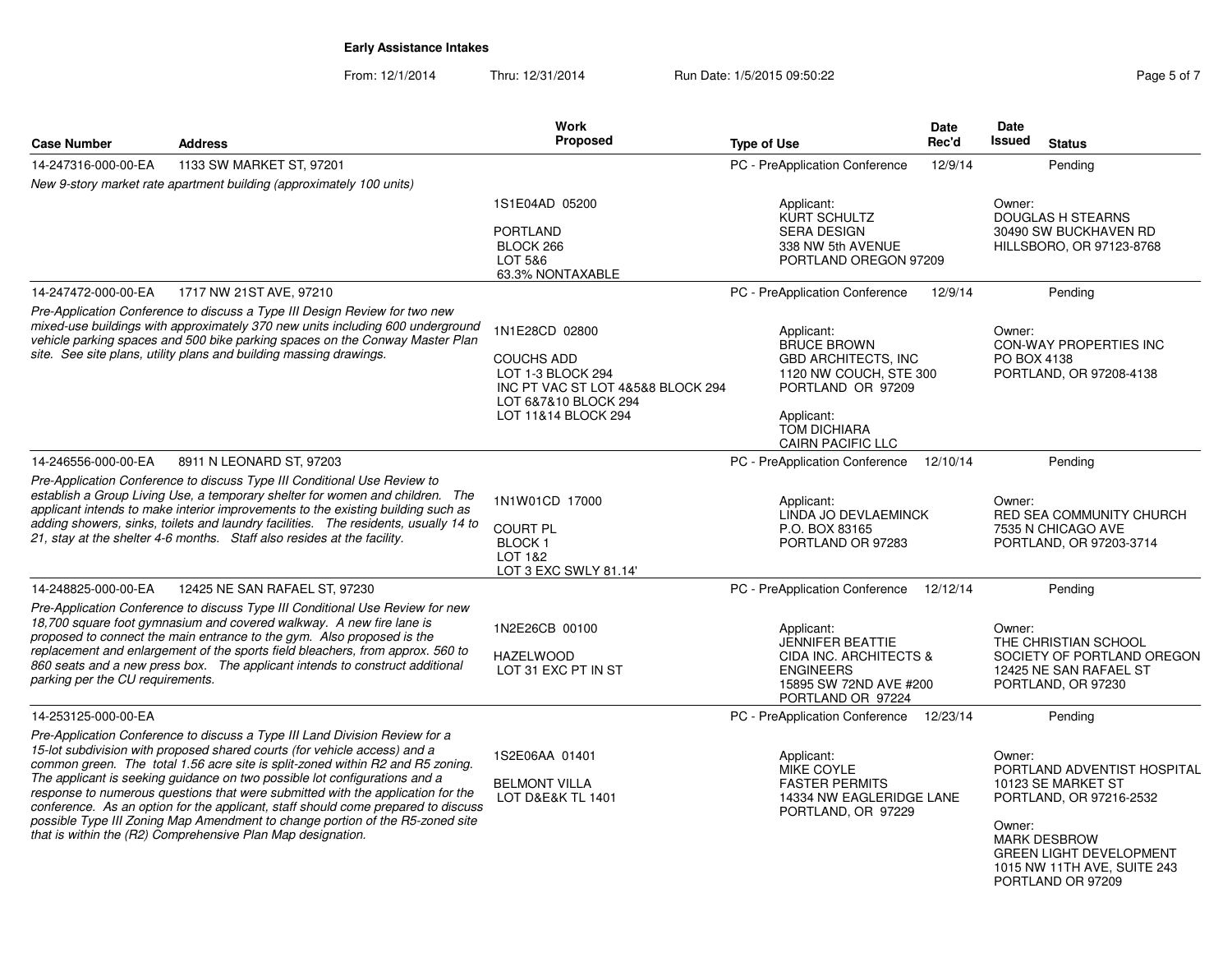**Early Assistance Intakes**

From: 12/1/2014 Thru: 12/31/2014 Run Date: 1/5/2015 09:50:22

| Case Number | Address | Work Proposed | Type of Use | Date Rec'd | Date Issued | Status |
|---|---|---|---|---|---|---|
| 14-247316-000-00-EA | 1133 SW MARKET ST, 97201 | | PC - PreApplication Conference | 12/9/14 | | Pending |
| *New 9-story market rate apartment building (approximately 100 units)* | | 1S1E04AD 05200<br><br>PORTLAND<br>BLOCK 266<br>LOT 5&6<br>63.3% NONTAXABLE | Applicant:<br>KURT SCHULTZ<br>SERA DESIGN<br>338 NW 5th AVENUE<br>PORTLAND OREGON 97209 | | Owner:<br>DOUGLAS H STEARNS<br>30490 SW BUCKHAVEN RD<br>HILLSBORO, OR 97123-8768 | |
| 14-247472-000-00-EA | 1717 NW 21ST AVE, 97210 | | PC - PreApplication Conference | 12/9/14 | | Pending |
| *Pre-Application Conference to discuss a Type III Design Review for two new mixed-use buildings with approximately 370 new units including 600 underground vehicle parking spaces and 500 bike parking spaces on the Conway Master Plan site. See site plans, utility plans and building massing drawings.* | | 1N1E28CD 02800<br><br>COUCHS ADD<br>LOT 1-3 BLOCK 294<br>INC PT VAC ST LOT 4&5&8 BLOCK 294<br>LOT 6&7&10 BLOCK 294<br>LOT 11&14 BLOCK 294 | Applicant:<br>BRUCE BROWN<br>GBD ARCHITECTS, INC<br>1120 NW COUCH, STE 300<br>PORTLAND OR 97209<br><br>Applicant:<br>TOM DICHIARA<br>CAIRN PACIFIC LLC | | Owner:<br>CON-WAY PROPERTIES INC<br>PO BOX 4138<br>PORTLAND, OR 97208-4138 | |
| 14-246556-000-00-EA | 8911 N LEONARD ST, 97203 | | PC - PreApplication Conference | 12/10/14 | | Pending |
| *Pre-Application Conference to discuss Type III Conditional Use Review to establish a Group Living Use, a temporary shelter for women and children. The applicant intends to make interior improvements to the existing building such as adding showers, sinks, toilets and laundry facilities. The residents, usually 14 to 21, stay at the shelter 4-6 months. Staff also resides at the facility.* | | 1N1W01CD 17000<br><br>COURT PL<br>BLOCK 1<br>LOT 1&2<br>LOT 3 EXC SWLY 81.14' | Applicant:<br>LINDA JO DEVLAEMINCK<br>P.O. BOX 83165<br>PORTLAND OR 97283 | | Owner:<br>RED SEA COMMUNITY CHURCH<br>7535 N CHICAGO AVE<br>PORTLAND, OR 97203-3714 | |
| 14-248825-000-00-EA | 12425 NE SAN RAFAEL ST, 97230 | | PC - PreApplication Conference | 12/12/14 | | Pending |
| *Pre-Application Conference to discuss Type III Conditional Use Review for new 18,700 square foot gymnasium and covered walkway. A new fire lane is proposed to connect the main entrance to the gym. Also proposed is the replacement and enlargement of the sports field bleachers, from approx. 560 to 860 seats and a new press box. The applicant intends to construct additional parking per the CU requirements.* | | 1N2E26CB 00100<br><br>HAZELWOOD<br>LOT 31 EXC PT IN ST | Applicant:<br>JENNIFER BEATTIE<br>CIDA INC. ARCHITECTS & ENGINEERS<br>15895 SW 72ND AVE #200<br>PORTLAND OR 97224 | | Owner:<br>THE CHRISTIAN SCHOOL SOCIETY OF PORTLAND OREGON<br>12425 NE SAN RAFAEL ST<br>PORTLAND, OR 97230 | |
| 14-253125-000-00-EA | | | PC - PreApplication Conference | 12/23/14 | | Pending |
| *Pre-Application Conference to discuss a Type III Land Division Review for a 15-lot subdivision with proposed shared courts (for vehicle access) and a common green. The total 1.56 acre site is split-zoned within R2 and R5 zoning. The applicant is seeking guidance on two possible lot configurations and a response to numerous questions that were submitted with the application for the conference. As an option for the applicant, staff should come prepared to discuss possible Type III Zoning Map Amendment to change portion of the R5-zoned site that is within the (R2) Comprehensive Plan Map designation.* | | 1S2E06AA 01401<br><br>BELMONT VILLA<br>LOT D&E&K TL 1401 | Applicant:<br>MIKE COYLE<br>FASTER PERMITS<br>14334 NW EAGLERIDGE LANE<br>PORTLAND, OR 97229 | | Owner:<br>PORTLAND ADVENTIST HOSPITAL<br>10123 SE MARKET ST<br>PORTLAND, OR 97216-2532<br><br>Owner:<br>MARK DESBROW<br>GREEN LIGHT DEVELOPMENT<br>1015 NW 11TH AVE, SUITE 243<br>PORTLAND OR 97209 | |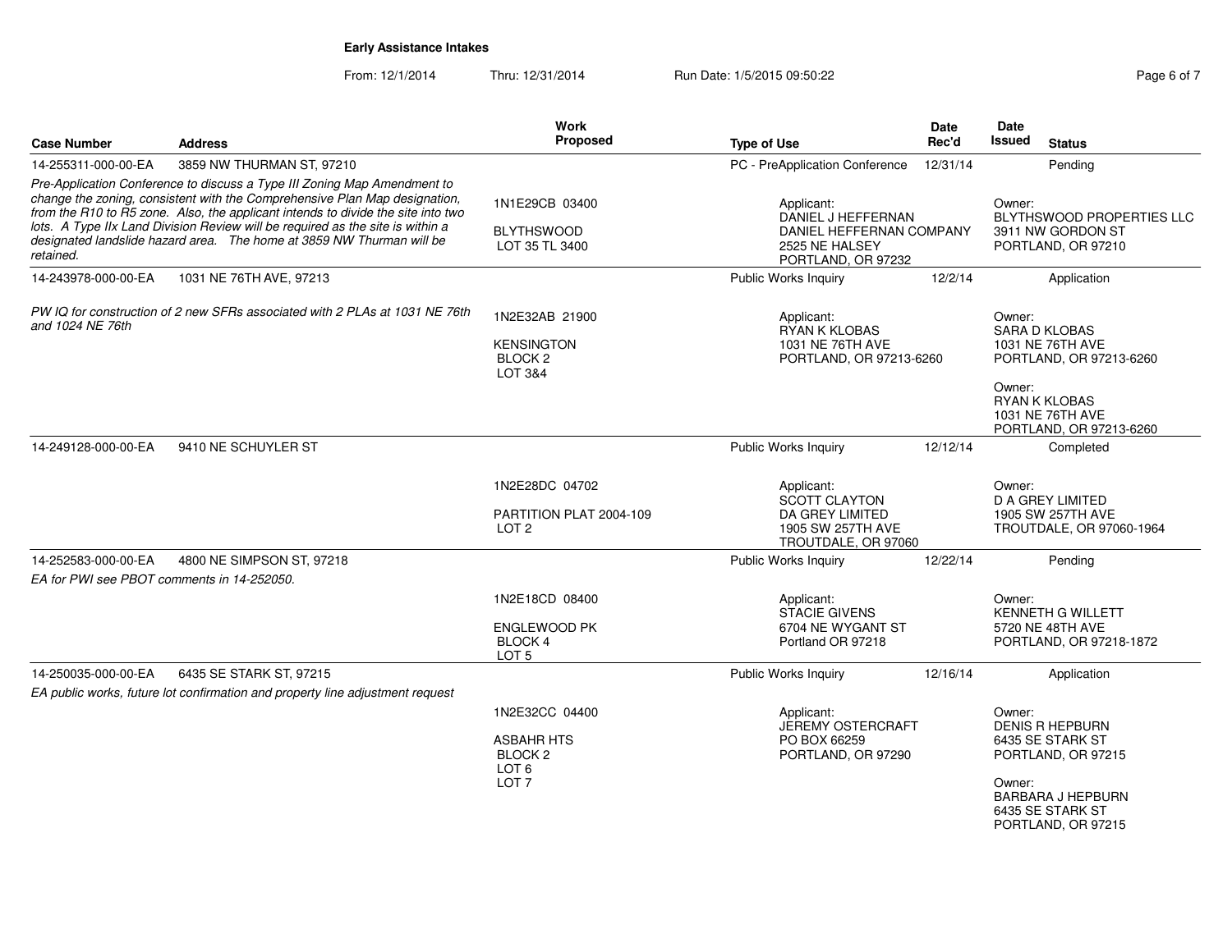**Early Assistance Intakes**

From: 12/1/2014 Thru: 12/31/2014 Run Date: 1/5/2015 09:50:22

| Case Number | Address | Work Proposed | Type of Use | Date Rec'd | Date Issued | Status |
|---|---|---|---|---|---|---|
| 14-255311-000-00-EA | 3859 NW THURMAN ST, 97210 | | PC - PreApplication Conference | 12/31/14 | | Pending |
| *Pre-Application Conference to discuss a Type III Zoning Map Amendment to change the zoning, consistent with the Comprehensive Plan Map designation, from the R10 to R5 zone. Also, the applicant intends to divide the site into two lots. A Type IIx Land Division Review will be required as the site is within a designated landslide hazard area. The home at 3859 NW Thurman will be retained.* | | 1N1E29CB 03400<br><br>BLYTHSWOOD<br>LOT 35 TL 3400 | Applicant:<br>DANIEL J HEFFERNAN<br>DANIEL HEFFERNAN COMPANY<br>2525 NE HALSEY<br>PORTLAND, OR 97232 | | Owner:<br>BLYTHSWOOD PROPERTIES LLC<br>3911 NW GORDON ST<br>PORTLAND, OR 97210 | |
| 14-243978-000-00-EA | 1031 NE 76TH AVE, 97213 | | Public Works Inquiry | 12/2/14 | | Application |
| *PW IQ for construction of 2 new SFRs associated with 2 PLAs at 1031 NE 76th and 1024 NE 76th* | | 1N2E32AB 21900<br><br>KENSINGTON<br>BLOCK 2<br>LOT 3&4 | Applicant:<br>RYAN K KLOBAS<br>1031 NE 76TH AVE<br>PORTLAND, OR 97213-6260 | | Owner:<br>SARA D KLOBAS<br>1031 NE 76TH AVE<br>PORTLAND, OR 97213-6260<br><br>Owner:<br>RYAN K KLOBAS<br>1031 NE 76TH AVE<br>PORTLAND, OR 97213-6260 | |
| 14-249128-000-00-EA | 9410 NE SCHUYLER ST | | Public Works Inquiry | 12/12/14 | | Completed |
| | | 1N2E28DC 04702<br><br>PARTITION PLAT 2004-109<br>LOT 2 | Applicant:<br>SCOTT CLAYTON<br>DA GREY LIMITED<br>1905 SW 257TH AVE<br>TROUTDALE, OR 97060 | | Owner:<br>D A GREY LIMITED<br>1905 SW 257TH AVE<br>TROUTDALE, OR 97060-1964 | |
| 14-252583-000-00-EA | 4800 NE SIMPSON ST, 97218 | | Public Works Inquiry | 12/22/14 | | Pending |
| *EA for PWI see PBOT comments in 14-252050.* | | 1N2E18CD 08400<br><br>ENGLEWOOD PK<br>BLOCK 4<br>LOT 5 | Applicant:<br>STACIE GIVENS<br>6704 NE WYGANT ST<br>Portland OR 97218 | | Owner:<br>KENNETH G WILLETT<br>5720 NE 48TH AVE<br>PORTLAND, OR 97218-1872 | |
| 14-250035-000-00-EA | 6435 SE STARK ST, 97215 | | Public Works Inquiry | 12/16/14 | | Application |
| *EA public works, future lot confirmation and property line adjustment request* | | 1N2E32CC 04400<br><br>ASBAHR HTS<br>BLOCK 2<br>LOT 6<br>LOT 7 | Applicant:<br>JEREMY OSTERCRAFT<br>PO BOX 66259<br>PORTLAND, OR 97290 | | Owner:<br>DENIS R HEPBURN<br>6435 SE STARK ST<br>PORTLAND, OR 97215<br><br>Owner:<br>BARBARA J HEPBURN<br>6435 SE STARK ST<br>PORTLAND, OR 97215 | |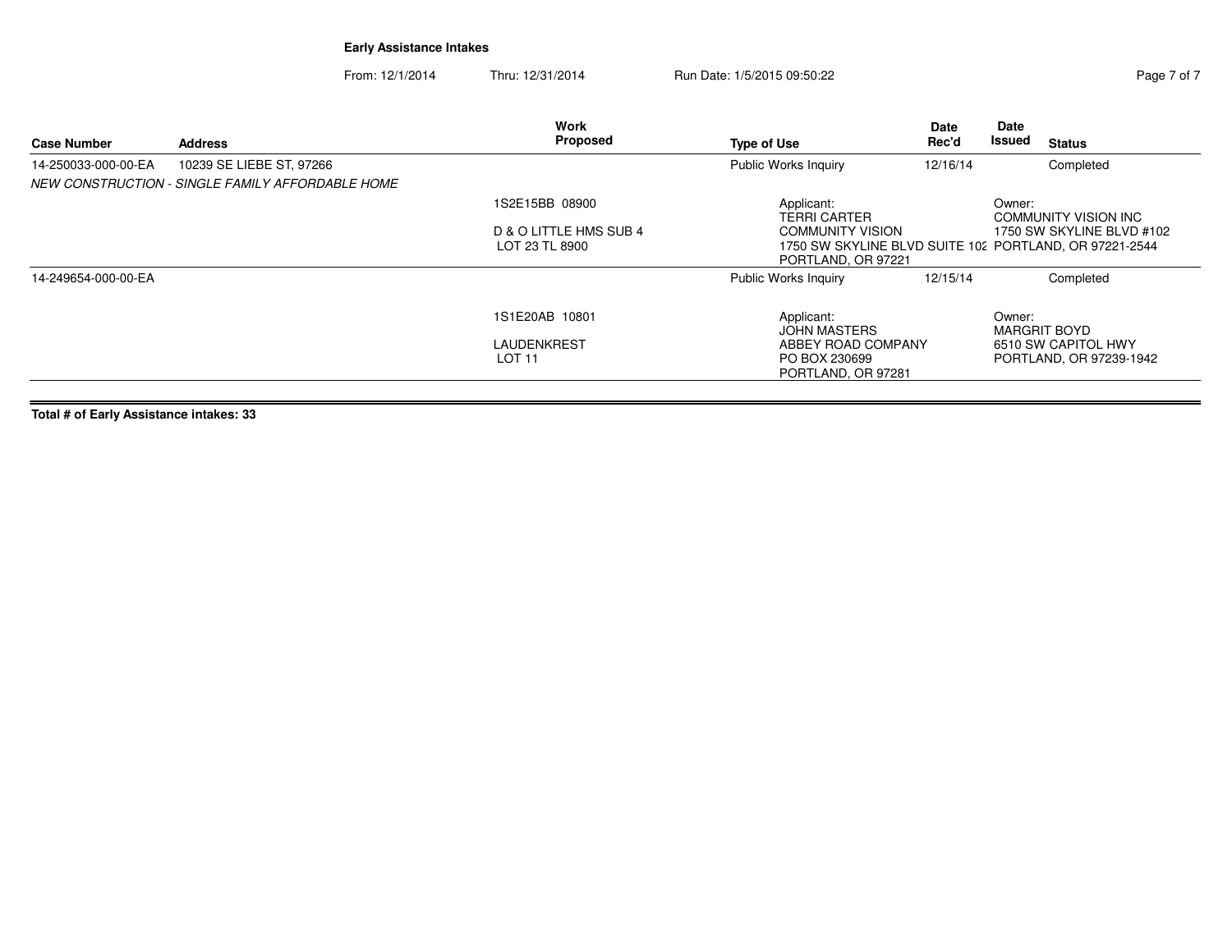**Early Assistance Intakes**

From: 12/1/2014 Thru: 12/31/2014 Run Date: 1/5/2015 09:50:22

| Case Number | Address | Work Proposed | Type of Use | Date Rec'd | Date Issued | Status |
|---|---|---|---|---|---|---|
| 14-250033-000-00-EA | 10239 SE LIEBE ST, 97266 | | Public Works Inquiry | 12/16/14 | | Completed |
| *NEW CONSTRUCTION - SINGLE FAMILY AFFORDABLE HOME* | | 1S2E15BB 08900<br><br>D & O LITTLE HMS SUB 4<br>LOT 23 TL 8900 | Applicant:<br>TERRI CARTER<br>COMMUNITY VISION<br>1750 SW SKYLINE BLVD SUITE 102<br>PORTLAND, OR 97221 | | Owner:<br>COMMUNITY VISION INC<br>1750 SW SKYLINE BLVD #102<br>PORTLAND, OR 97221-2544 | |
| 14-249654-000-00-EA | | | Public Works Inquiry | 12/15/14 | | Completed |
| | | 1S1E20AB 10801<br><br>LAUDENKREST<br>LOT 11 | Applicant:<br>JOHN MASTERS<br>ABBEY ROAD COMPANY<br>PO BOX 230699<br>PORTLAND, OR 97281 | | Owner:<br>MARGRIT BOYD<br>6510 SW CAPITOL HWY<br>PORTLAND, OR 97239-1942 | |

**Total # of Early Assistance intakes: 33**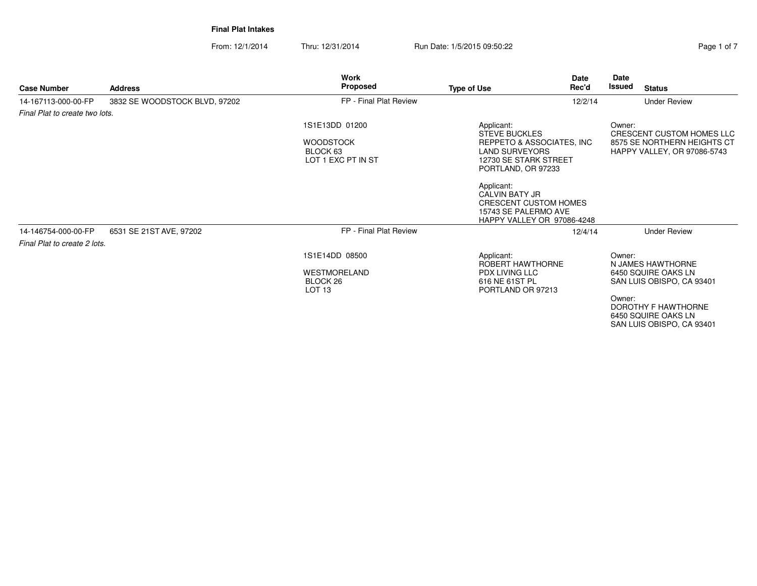**Final Plat Intakes**

From: 12/1/2014 Thru: 12/31/2014 Run Date: 1/5/2015 09:50:22

| Case Number | Address | Work Proposed | Type of Use | Date Rec'd | Date Issued | Status |
|---|---|---|---|---|---|---|
| 14-167113-000-00-FP | 3832 SE WOODSTOCK BLVD, 97202 | FP - Final Plat Review | | 12/2/14 | | Under Review |
| *Final Plat to create two lots.* | | | | | | |
| | | 1S1E13DD 01200<br><br>WOODSTOCK<br>BLOCK 63<br>LOT 1 EXC PT IN ST | Applicant:<br>STEVE BUCKLES<br>REPPETO & ASSOCIATES, INC<br>LAND SURVEYORS<br>12730 SE STARK STREET<br>PORTLAND, OR 97233<br><br>Applicant:<br>CALVIN BATY JR<br>CRESCENT CUSTOM HOMES<br>15743 SE PALERMO AVE<br>HAPPY VALLEY OR 97086-4248 | | Owner:<br>CRESCENT CUSTOM HOMES LLC<br>8575 SE NORTHERN HEIGHTS CT<br>HAPPY VALLEY, OR 97086-5743 | |
| 14-146754-000-00-FP | 6531 SE 21ST AVE, 97202 | FP - Final Plat Review | | 12/4/14 | | Under Review |
| *Final Plat to create 2 lots.* | | | | | | |
| | | 1S1E14DD 08500<br><br>WESTMORELAND<br>BLOCK 26<br>LOT 13 | Applicant:<br>ROBERT HAWTHORNE<br>PDX LIVING LLC<br>616 NE 61ST PL<br>PORTLAND OR 97213 | | Owner:<br>N JAMES HAWTHORNE<br>6450 SQUIRE OAKS LN<br>SAN LUIS OBISPO, CA 93401<br><br>Owner:<br>DOROTHY F HAWTHORNE<br>6450 SQUIRE OAKS LN<br>SAN LUIS OBISPO, CA 93401 | |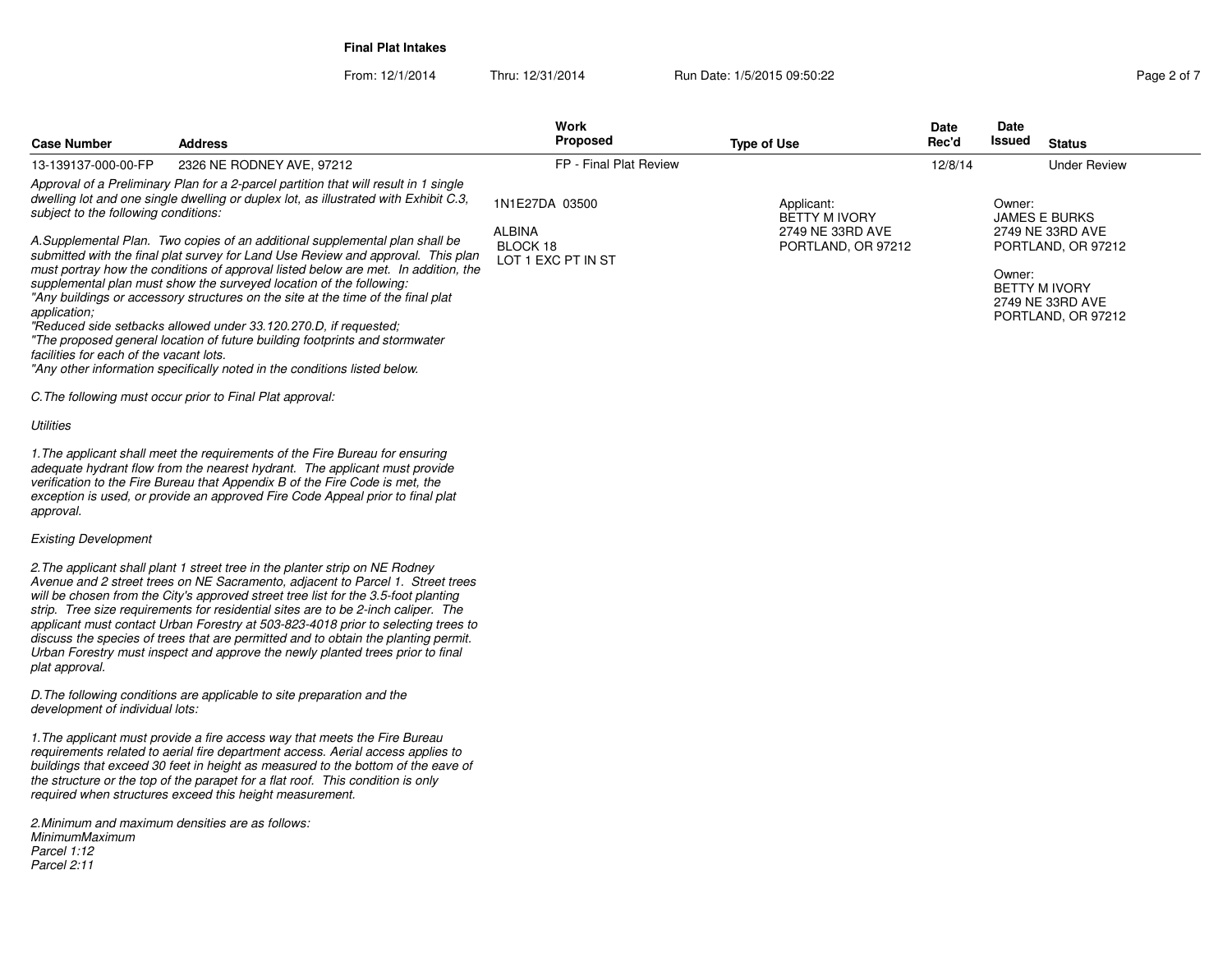**Final Plat Intakes**

From: 12/1/2014 Thru: 12/31/2014 Run Date: 1/5/2015 09:50:22

| Case Number | Address | Work Proposed | Type of Use | Date Rec'd | Date Issued | Status |
|---|---|---|---|---|---|---|
| 13-139137-000-00-FP | 2326 NE RODNEY AVE, 97212 | FP - Final Plat Review | | 12/8/14 | | Under Review |

1N1E27DA 03500

ALBINA
BLOCK 18
LOT 1 EXC PT IN ST

Applicant:
BETTY M IVORY
2749 NE 33RD AVE
PORTLAND, OR 97212

Owner:
JAMES E BURKS
2749 NE 33RD AVE
PORTLAND, OR 97212

Owner:
BETTY M IVORY
2749 NE 33RD AVE
PORTLAND, OR 97212

*Approval of a Preliminary Plan for a 2-parcel partition that will result in 1 single dwelling lot and one single dwelling or duplex lot, as illustrated with Exhibit C.3, subject to the following conditions:*

*A.Supplemental Plan. Two copies of an additional supplemental plan shall be submitted with the final plat survey for Land Use Review and approval. This plan must portray how the conditions of approval listed below are met. In addition, the supplemental plan must show the surveyed location of the following:*
*"Any buildings or accessory structures on the site at the time of the final plat application;*
*"Reduced side setbacks allowed under 33.120.270.D, if requested;*
*"The proposed general location of future building footprints and stormwater facilities for each of the vacant lots.*
*"Any other information specifically noted in the conditions listed below.*

*C.The following must occur prior to Final Plat approval:*

*Utilities*

*1.The applicant shall meet the requirements of the Fire Bureau for ensuring adequate hydrant flow from the nearest hydrant. The applicant must provide verification to the Fire Bureau that Appendix B of the Fire Code is met, the exception is used, or provide an approved Fire Code Appeal prior to final plat approval.*

*Existing Development*

*2.The applicant shall plant 1 street tree in the planter strip on NE Rodney Avenue and 2 street trees on NE Sacramento, adjacent to Parcel 1. Street trees will be chosen from the City's approved street tree list for the 3.5-foot planting strip. Tree size requirements for residential sites are to be 2-inch caliper. The applicant must contact Urban Forestry at 503-823-4018 prior to selecting trees to discuss the species of trees that are permitted and to obtain the planting permit. Urban Forestry must inspect and approve the newly planted trees prior to final plat approval.*

*D.The following conditions are applicable to site preparation and the development of individual lots:*

*1.The applicant must provide a fire access way that meets the Fire Bureau requirements related to aerial fire department access. Aerial access applies to buildings that exceed 30 feet in height as measured to the bottom of the eave of the structure or the top of the parapet for a flat roof. This condition is only required when structures exceed this height measurement.*

*2.Minimum and maximum densities are as follows:*
*MinimumMaximum*
*Parcel 1:12*
*Parcel 2:11*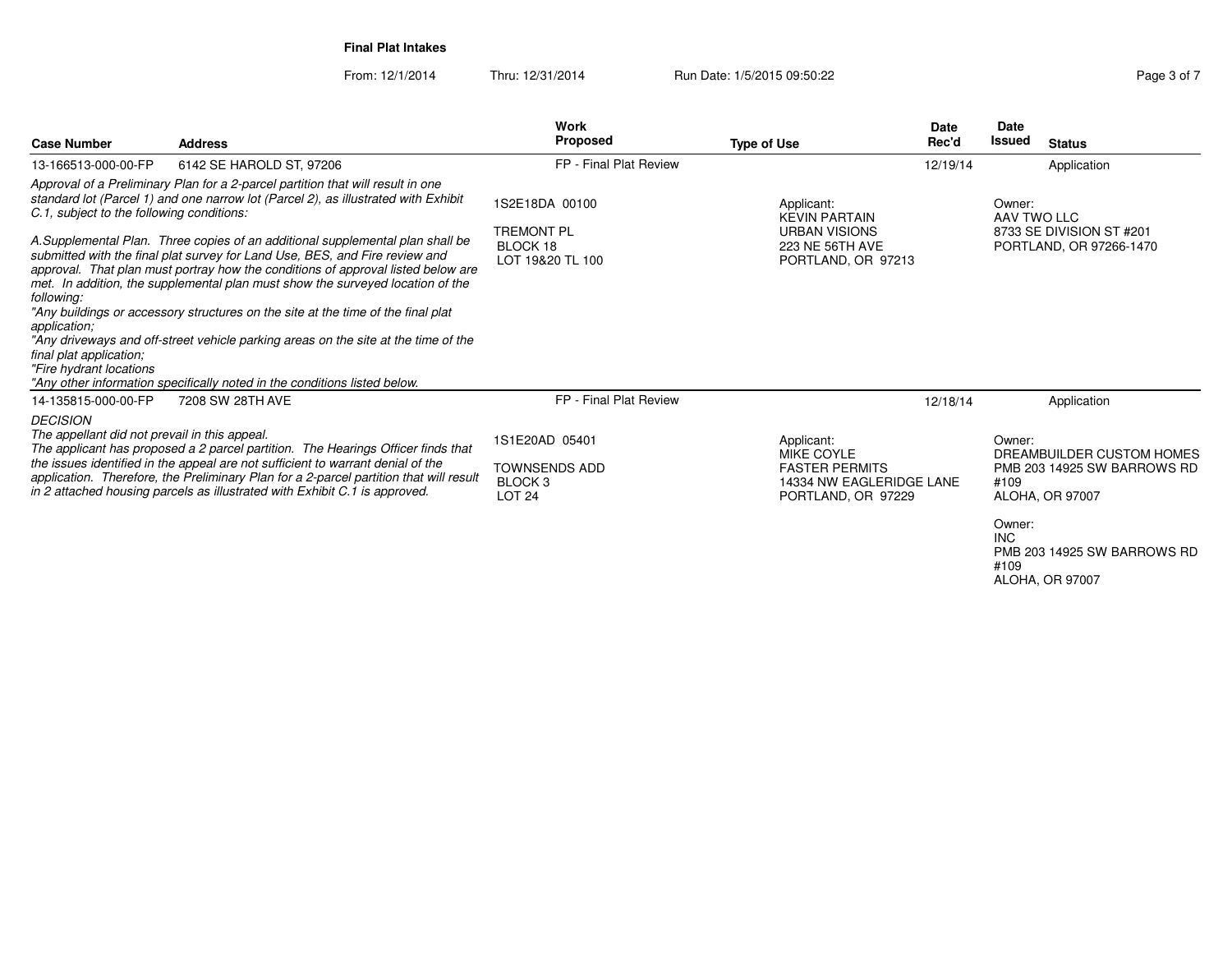# Final Plat Intakes

From: 12/1/2014 Thru: 12/31/2014 Run Date: 1/5/2015 09:50:22

| Case Number | Address | Work Proposed | Type of Use | Date Rec'd | Date Issued | Status |
|---|---|---|---|---|---|---|
| 13-166513-000-00-FP | 6142 SE HAROLD ST, 97206 | FP - Final Plat Review | | 12/19/14 | | Application |

*Approval of a Preliminary Plan for a 2-parcel partition that will result in one standard lot (Parcel 1) and one narrow lot (Parcel 2), as illustrated with Exhibit C.1, subject to the following conditions:*

*A.Supplemental Plan. Three copies of an additional supplemental plan shall be submitted with the final plat survey for Land Use, BES, and Fire review and approval. That plan must portray how the conditions of approval listed below are met. In addition, the supplemental plan must show the surveyed location of the following:*
*"Any buildings or accessory structures on the site at the time of the final plat application;*
*"Any driveways and off-street vehicle parking areas on the site at the time of the final plat application;*
*"Fire hydrant locations*
*"Any other information specifically noted in the conditions listed below.*

1S2E18DA 00100

TREMONT PL
BLOCK 18
LOT 19&20 TL 100

Applicant:
KEVIN PARTAIN
URBAN VISIONS
223 NE 56TH AVE
PORTLAND, OR 97213

Owner:
AAV TWO LLC
8733 SE DIVISION ST #201
PORTLAND, OR 97266-1470

| Case Number | Address | Work Proposed | Type of Use | Date Rec'd | Date Issued | Status |
|---|---|---|---|---|---|---|
| 14-135815-000-00-FP | 7208 SW 28TH AVE | FP - Final Plat Review | | 12/18/14 | | Application |

*DECISION*
*The appellant did not prevail in this appeal.*
*The applicant has proposed a 2 parcel partition. The Hearings Officer finds that the issues identified in the appeal are not sufficient to warrant denial of the application. Therefore, the Preliminary Plan for a 2-parcel partition that will result in 2 attached housing parcels as illustrated with Exhibit C.1 is approved.*

1S1E20AD 05401

TOWNSENDS ADD
BLOCK 3
LOT 24

Applicant:
MIKE COYLE
FASTER PERMITS
14334 NW EAGLERIDGE LANE
PORTLAND, OR 97229

Owner:
DREAMBUILDER CUSTOM HOMES
PMB 203 14925 SW BARROWS RD #109
ALOHA, OR 97007

Owner:
INC
PMB 203 14925 SW BARROWS RD #109
ALOHA, OR 97007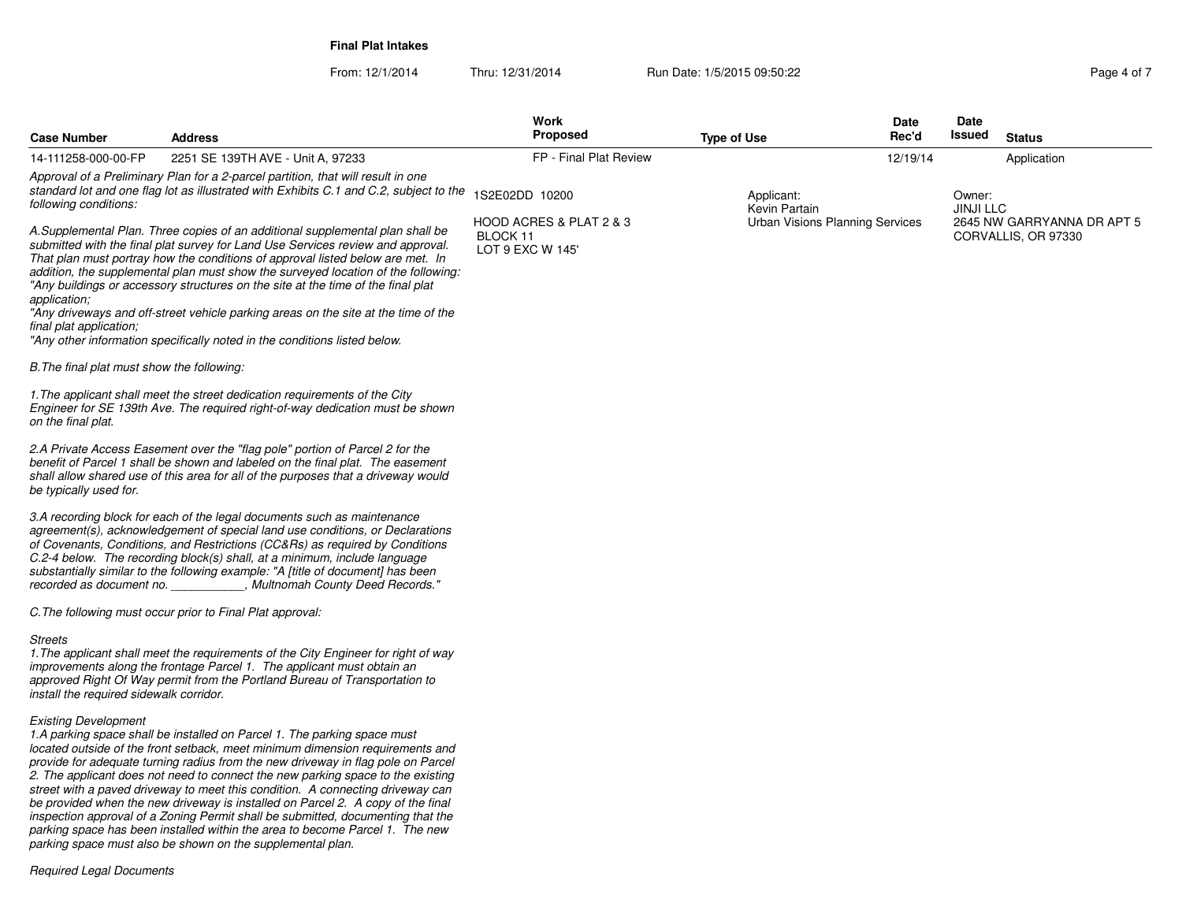**Final Plat Intakes**

From: 12/1/2014 Thru: 12/31/2014 Run Date: 1/5/2015 09:50:22

| Case Number | Address | Work Proposed | Type of Use | Date Rec'd | Date Issued | Status |
|---|---|---|---|---|---|---|
| 14-111258-000-00-FP | 2251 SE 139TH AVE - Unit A, 97233 | FP - Final Plat Review | | 12/19/14 | | Application |

1S2E02DD 10200

HOOD ACRES & PLAT 2 & 3
BLOCK 11
LOT 9 EXC W 145'

Applicant:
Kevin Partain
Urban Visions Planning Services

Owner:
JINJI LLC
2645 NW GARRYANNA DR APT 5
CORVALLIS, OR 97330

*Approval of a Preliminary Plan for a 2-parcel partition, that will result in one standard lot and one flag lot as illustrated with Exhibits C.1 and C.2, subject to the following conditions:*

*A.Supplemental Plan. Three copies of an additional supplemental plan shall be submitted with the final plat survey for Land Use Services review and approval. That plan must portray how the conditions of approval listed below are met. In addition, the supplemental plan must show the surveyed location of the following:*
*"Any buildings or accessory structures on the site at the time of the final plat application;*
*"Any driveways and off-street vehicle parking areas on the site at the time of the final plat application;*
*"Any other information specifically noted in the conditions listed below.*

*B.The final plat must show the following:*

*1.The applicant shall meet the street dedication requirements of the City Engineer for SE 139th Ave. The required right-of-way dedication must be shown on the final plat.*

*2.A Private Access Easement over the "flag pole" portion of Parcel 2 for the benefit of Parcel 1 shall be shown and labeled on the final plat. The easement shall allow shared use of this area for all of the purposes that a driveway would be typically used for.*

*3.A recording block for each of the legal documents such as maintenance agreement(s), acknowledgement of special land use conditions, or Declarations of Covenants, Conditions, and Restrictions (CC&Rs) as required by Conditions C.2-4 below. The recording block(s) shall, at a minimum, include language substantially similar to the following example: "A [title of document] has been recorded as document no. ___________, Multnomah County Deed Records."*

*C.The following must occur prior to Final Plat approval:*

*Streets*
*1.The applicant shall meet the requirements of the City Engineer for right of way improvements along the frontage Parcel 1. The applicant must obtain an approved Right Of Way permit from the Portland Bureau of Transportation to install the required sidewalk corridor.*

*Existing Development*
*1.A parking space shall be installed on Parcel 1. The parking space must located outside of the front setback, meet minimum dimension requirements and provide for adequate turning radius from the new driveway in flag pole on Parcel 2. The applicant does not need to connect the new parking space to the existing street with a paved driveway to meet this condition. A connecting driveway can be provided when the new driveway is installed on Parcel 2. A copy of the final inspection approval of a Zoning Permit shall be submitted, documenting that the parking space has been installed within the area to become Parcel 1. The new parking space must also be shown on the supplemental plan.*

*Required Legal Documents*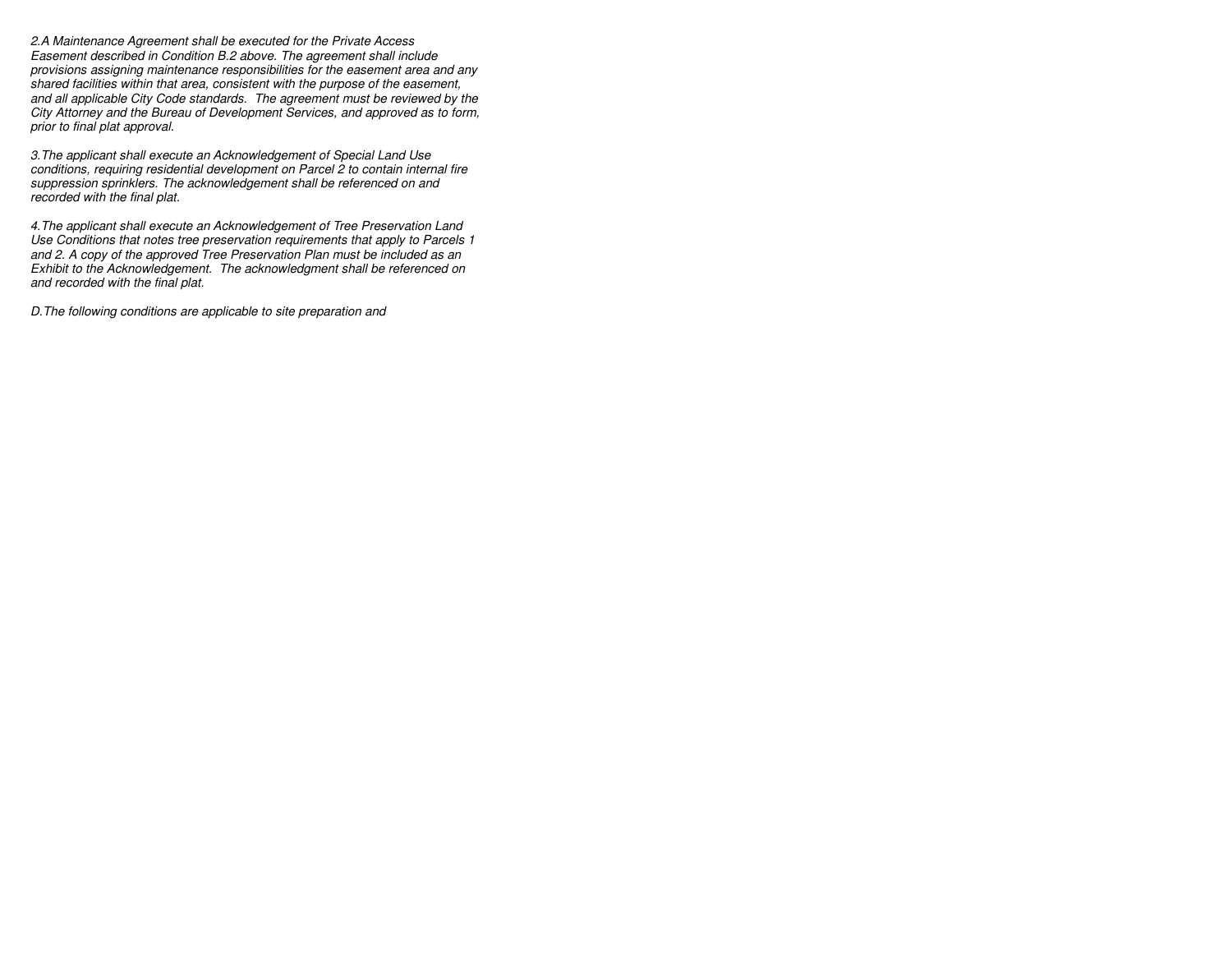*2.A Maintenance Agreement shall be executed for the Private Access Easement described in Condition B.2 above. The agreement shall include provisions assigning maintenance responsibilities for the easement area and any shared facilities within that area, consistent with the purpose of the easement, and all applicable City Code standards. The agreement must be reviewed by the City Attorney and the Bureau of Development Services, and approved as to form, prior to final plat approval.*

*3.The applicant shall execute an Acknowledgement of Special Land Use conditions, requiring residential development on Parcel 2 to contain internal fire suppression sprinklers. The acknowledgement shall be referenced on and recorded with the final plat.*

*4.The applicant shall execute an Acknowledgement of Tree Preservation Land Use Conditions that notes tree preservation requirements that apply to Parcels 1 and 2. A copy of the approved Tree Preservation Plan must be included as an Exhibit to the Acknowledgement. The acknowledgment shall be referenced on and recorded with the final plat.*

*D.The following conditions are applicable to site preparation and*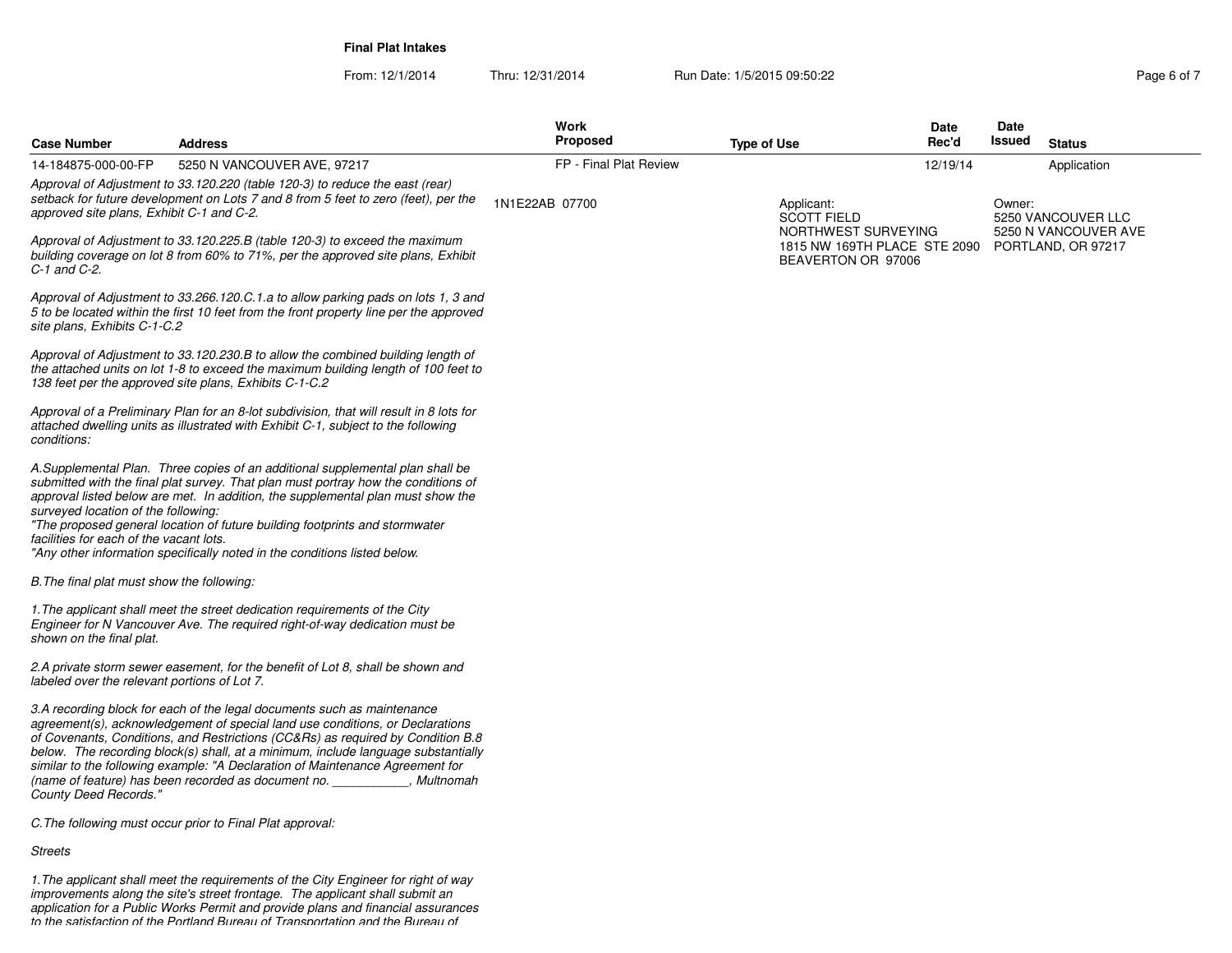**Final Plat Intakes**

From: 12/1/2014 Thru: 12/31/2014 Run Date: 1/5/2015 09:50:22

| Case Number | Address | Work Proposed | Type of Use | Date Rec'd | Date Issued | Status |
|---|---|---|---|---|---|---|
| 14-184875-000-00-FP | 5250 N VANCOUVER AVE, 97217 | FP - Final Plat Review | | 12/19/14 | | Application |

1N1E22AB 07700

Applicant:
SCOTT FIELD
NORTHWEST SURVEYING
1815 NW 169TH PLACE STE 2090
BEAVERTON OR 97006

Owner:
5250 VANCOUVER LLC
5250 N VANCOUVER AVE
PORTLAND, OR 97217

*Approval of Adjustment to 33.120.220 (table 120-3) to reduce the east (rear) setback for future development on Lots 7 and 8 from 5 feet to zero (feet), per the approved site plans, Exhibit C-1 and C-2.*

*Approval of Adjustment to 33.120.225.B (table 120-3) to exceed the maximum building coverage on lot 8 from 60% to 71%, per the approved site plans, Exhibit C-1 and C-2.*

*Approval of Adjustment to 33.266.120.C.1.a to allow parking pads on lots 1, 3 and 5 to be located within the first 10 feet from the front property line per the approved site plans, Exhibits C-1-C.2*

*Approval of Adjustment to 33.120.230.B to allow the combined building length of the attached units on lot 1-8 to exceed the maximum building length of 100 feet to 138 feet per the approved site plans, Exhibits C-1-C.2*

*Approval of a Preliminary Plan for an 8-lot subdivision, that will result in 8 lots for attached dwelling units as illustrated with Exhibit C-1, subject to the following conditions:*

*A.Supplemental Plan. Three copies of an additional supplemental plan shall be submitted with the final plat survey. That plan must portray how the conditions of approval listed below are met. In addition, the supplemental plan must show the surveyed location of the following:*
*"The proposed general location of future building footprints and stormwater facilities for each of the vacant lots.*
*"Any other information specifically noted in the conditions listed below.*

*B.The final plat must show the following:*

*1.The applicant shall meet the street dedication requirements of the City Engineer for N Vancouver Ave. The required right-of-way dedication must be shown on the final plat.*

*2.A private storm sewer easement, for the benefit of Lot 8, shall be shown and labeled over the relevant portions of Lot 7.*

*3.A recording block for each of the legal documents such as maintenance agreement(s), acknowledgement of special land use conditions, or Declarations of Covenants, Conditions, and Restrictions (CC&Rs) as required by Condition B.8 below. The recording block(s) shall, at a minimum, include language substantially similar to the following example: "A Declaration of Maintenance Agreement for (name of feature) has been recorded as document no. ___________, Multnomah County Deed Records."*

*C.The following must occur prior to Final Plat approval:*

*Streets*

*1.The applicant shall meet the requirements of the City Engineer for right of way improvements along the site's street frontage. The applicant shall submit an application for a Public Works Permit and provide plans and financial assurances to the satisfaction of the Portland Bureau of Transportation and the Bureau of*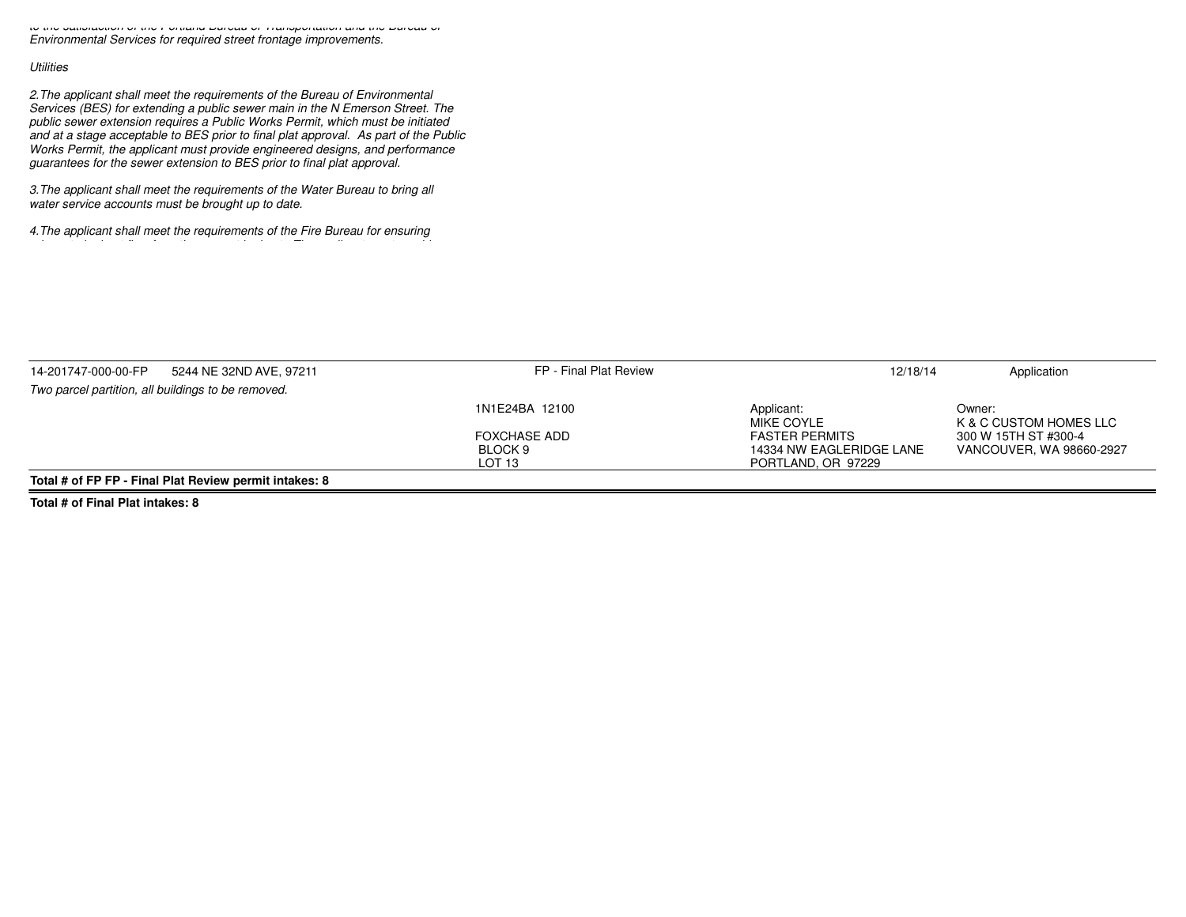*to the satisfaction of the Portland Bureau of Transportation and the Bureau of Environmental Services for required street frontage improvements.*

*Utilities*

*2.The applicant shall meet the requirements of the Bureau of Environmental Services (BES) for extending a public sewer main in the N Emerson Street. The public sewer extension requires a Public Works Permit, which must be initiated and at a stage acceptable to BES prior to final plat approval. As part of the Public Works Permit, the applicant must provide engineered designs, and performance guarantees for the sewer extension to BES prior to final plat approval.*

*3.The applicant shall meet the requirements of the Water Bureau to bring all water service accounts must be brought up to date.*

*4.The applicant shall meet the requirements of the Fire Bureau for ensuring*

| 14-201747-000-00-FP 5244 NE 32ND AVE, 97211 | FP - Final Plat Review | 12/18/14 | Application |
|---|---|---|---|
| *Two parcel partition, all buildings to be removed.* | 1N1E24BA 12100<br><br>FOXCHASE ADD<br>BLOCK 9<br>LOT 13 | Applicant:<br>MIKE COYLE<br>FASTER PERMITS<br>14334 NW EAGLERIDGE LANE<br>PORTLAND, OR 97229 | Owner:<br>K & C CUSTOM HOMES LLC<br>300 W 15TH ST #300-4<br>VANCOUVER, WA 98660-2927 |

**Total # of FP FP - Final Plat Review permit intakes: 8**

**Total # of Final Plat intakes: 8**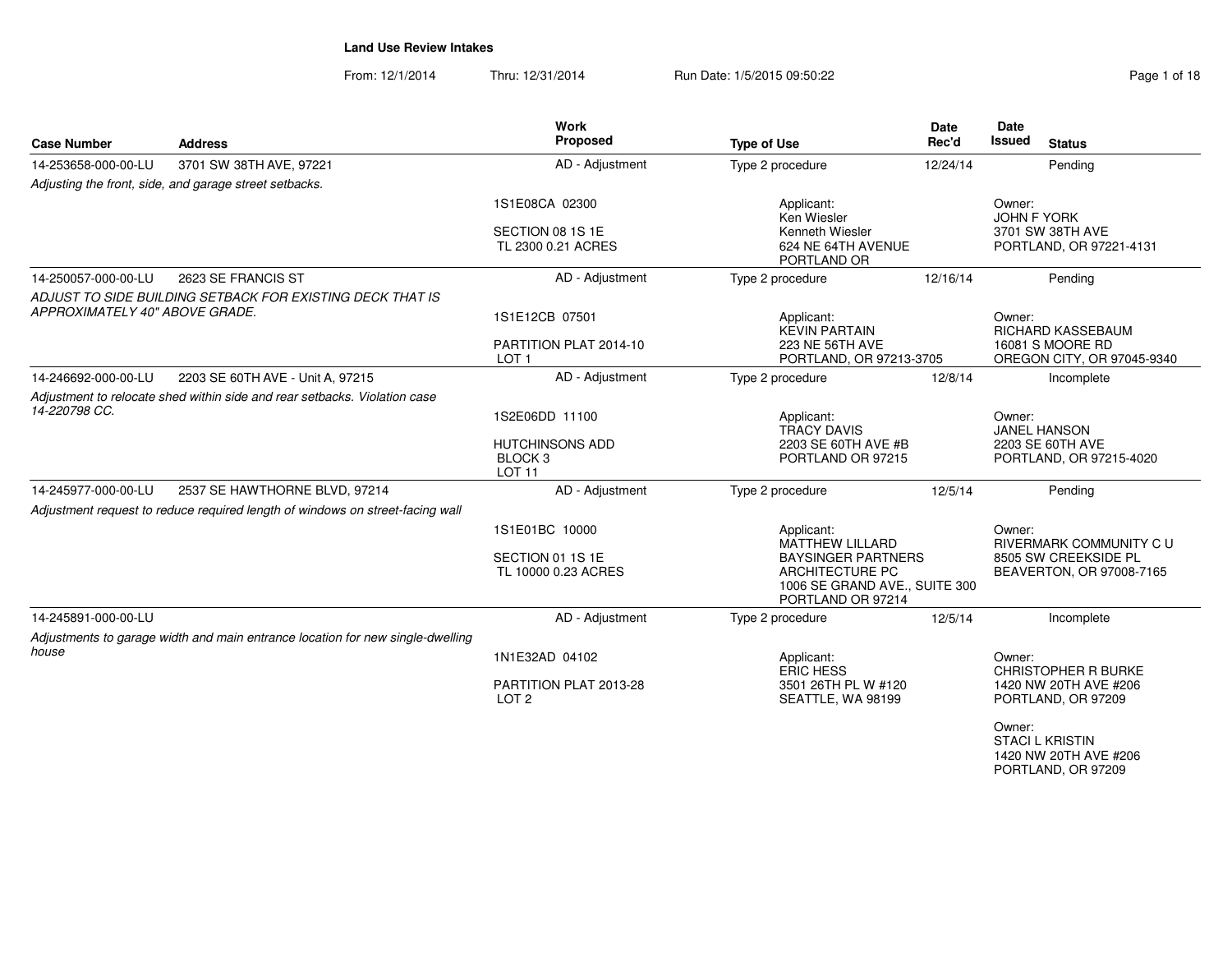**Land Use Review Intakes**

From: 12/1/2014 Thru: 12/31/2014 Run Date: 1/5/2015 09:50:22

| Case Number | Address | Work Proposed | Type of Use | Date Rec'd | Date Issued | Status |
|---|---|---|---|---|---|---|
| 14-253658-000-00-LU | 3701 SW 38TH AVE, 97221 | AD - Adjustment | Type 2 procedure | 12/24/14 | | Pending |
| *Adjusting the front, side, and garage street setbacks.* | | 1S1E08CA 02300<br><br>SECTION 08 1S 1E<br>TL 2300 0.21 ACRES | Applicant:<br>Ken Wiesler<br>Kenneth Wiesler<br>624 NE 64TH AVENUE<br>PORTLAND OR | | Owner:<br>JOHN F YORK<br>3701 SW 38TH AVE<br>PORTLAND, OR 97221-4131 | |
| 14-250057-000-00-LU | 2623 SE FRANCIS ST | AD - Adjustment | Type 2 procedure | 12/16/14 | | Pending |
| *ADJUST TO SIDE BUILDING SETBACK FOR EXISTING DECK THAT IS APPROXIMATELY 40" ABOVE GRADE.* | | 1S1E12CB 07501<br><br>PARTITION PLAT 2014-10<br>LOT 1 | Applicant:<br>KEVIN PARTAIN<br>223 NE 56TH AVE<br>PORTLAND, OR 97213-3705 | | Owner:<br>RICHARD KASSEBAUM<br>16081 S MOORE RD<br>OREGON CITY, OR 97045-9340 | |
| 14-246692-000-00-LU | 2203 SE 60TH AVE - Unit A, 97215 | AD - Adjustment | Type 2 procedure | 12/8/14 | | Incomplete |
| *Adjustment to relocate shed within side and rear setbacks. Violation case 14-220798 CC.* | | 1S2E06DD 11100<br><br>HUTCHINSONS ADD<br>BLOCK 3<br>LOT 11 | Applicant:<br>TRACY DAVIS<br>2203 SE 60TH AVE #B<br>PORTLAND OR 97215 | | Owner:<br>JANEL HANSON<br>2203 SE 60TH AVE<br>PORTLAND, OR 97215-4020 | |
| 14-245977-000-00-LU | 2537 SE HAWTHORNE BLVD, 97214 | AD - Adjustment | Type 2 procedure | 12/5/14 | | Pending |
| *Adjustment request to reduce required length of windows on street-facing wall* | | 1S1E01BC 10000<br><br>SECTION 01 1S 1E<br>TL 10000 0.23 ACRES | Applicant:<br>MATTHEW LILLARD<br>BAYSINGER PARTNERS ARCHITECTURE PC<br>1006 SE GRAND AVE., SUITE 300<br>PORTLAND OR 97214 | | Owner:<br>RIVERMARK COMMUNITY C U<br>8505 SW CREEKSIDE PL<br>BEAVERTON, OR 97008-7165 | |
| 14-245891-000-00-LU | | AD - Adjustment | Type 2 procedure | 12/5/14 | | Incomplete |
| *Adjustments to garage width and main entrance location for new single-dwelling house* | | 1N1E32AD 04102<br><br>PARTITION PLAT 2013-28<br>LOT 2 | Applicant:<br>ERIC HESS<br>3501 26TH PL W #120<br>SEATTLE, WA 98199 | | Owner:<br>CHRISTOPHER R BURKE<br>1420 NW 20TH AVE #206<br>PORTLAND, OR 97209<br><br>Owner:<br>STACI L KRISTIN<br>1420 NW 20TH AVE #206<br>PORTLAND, OR 97209 | |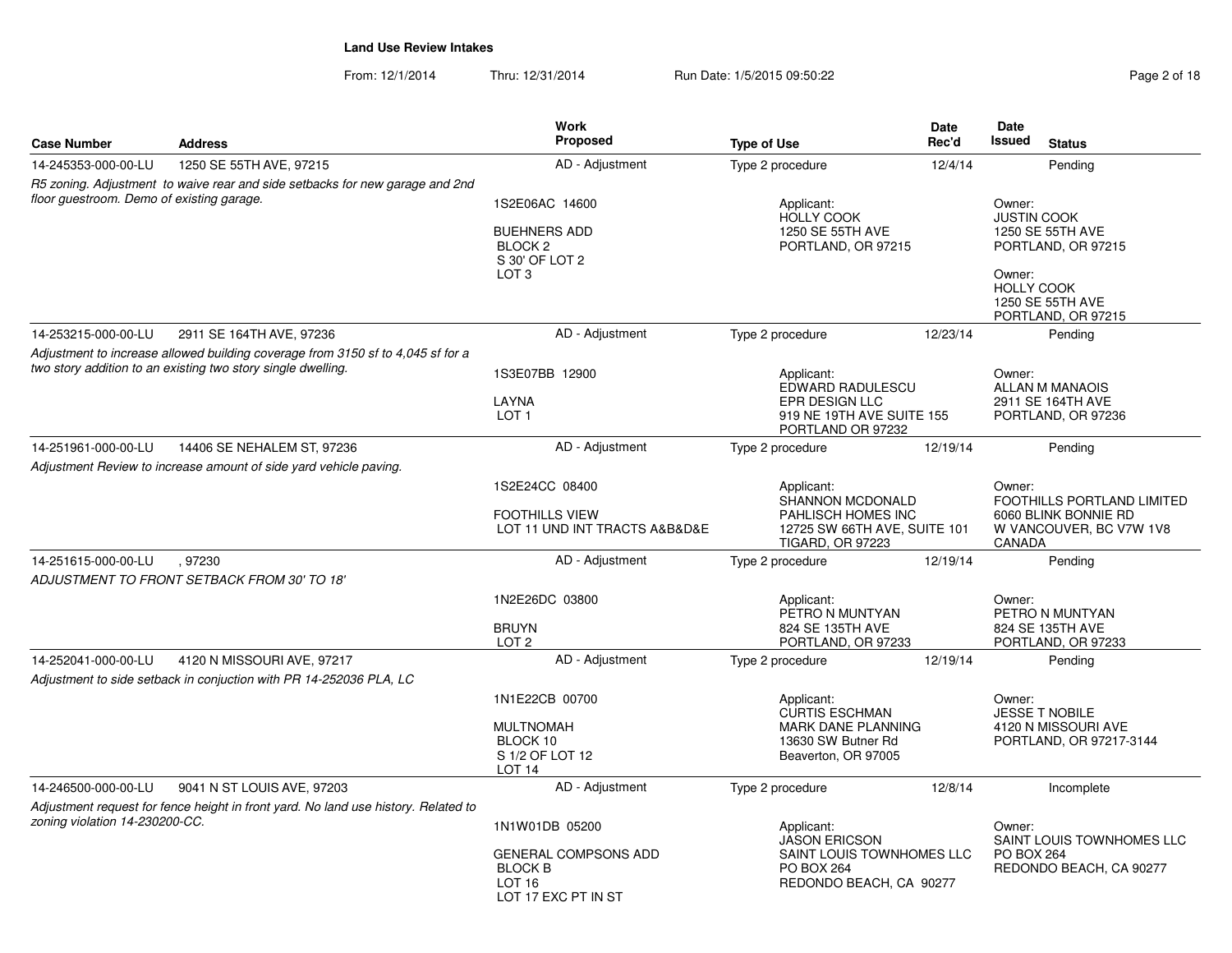**Land Use Review Intakes**

From: 12/1/2014 Thru: 12/31/2014 Run Date: 1/5/2015 09:50:22

| Case Number | Address | Work Proposed | Type of Use | Date Rec'd | Date Issued | Status |
|---|---|---|---|---|---|---|
| 14-245353-000-00-LU | 1250 SE 55TH AVE, 97215 | AD - Adjustment | Type 2 procedure | 12/4/14 | | Pending |
| *R5 zoning. Adjustment to waive rear and side setbacks for new garage and 2nd floor guestroom. Demo of existing garage.* | | 1S2E06AC 14600<br>BUEHNERS ADD<br>BLOCK 2<br>S 30' OF LOT 2<br>LOT 3 | Applicant:<br>HOLLY COOK<br>1250 SE 55TH AVE<br>PORTLAND, OR 97215 | | Owner:<br>JUSTIN COOK<br>1250 SE 55TH AVE<br>PORTLAND, OR 97215<br>Owner:<br>HOLLY COOK<br>1250 SE 55TH AVE<br>PORTLAND, OR 97215 | |
| 14-253215-000-00-LU | 2911 SE 164TH AVE, 97236 | AD - Adjustment | Type 2 procedure | 12/23/14 | | Pending |
| *Adjustment to increase allowed building coverage from 3150 sf to 4,045 sf for a two story addition to an existing two story single dwelling.* | | 1S3E07BB 12900<br>LAYNA<br>LOT 1 | Applicant:<br>EDWARD RADULESCU<br>EPR DESIGN LLC<br>919 NE 19TH AVE SUITE 155<br>PORTLAND OR 97232 | | Owner:<br>ALLAN M MANAOIS<br>2911 SE 164TH AVE<br>PORTLAND, OR 97236 | |
| 14-251961-000-00-LU | 14406 SE NEHALEM ST, 97236 | AD - Adjustment | Type 2 procedure | 12/19/14 | | Pending |
| *Adjustment Review to increase amount of side yard vehicle paving.* | | 1S2E24CC 08400<br>FOOTHILLS VIEW<br>LOT 11 UND INT TRACTS A&B&D&E | Applicant:<br>SHANNON MCDONALD<br>PAHLISCH HOMES INC<br>12725 SW 66TH AVE, SUITE 101<br>TIGARD, OR 97223 | | Owner:<br>FOOTHILLS PORTLAND LIMITED<br>6060 BLINK BONNIE RD<br>W VANCOUVER, BC V7W 1V8<br>CANADA | |
| 14-251615-000-00-LU | , 97230 | AD - Adjustment | Type 2 procedure | 12/19/14 | | Pending |
| *ADJUSTMENT TO FRONT SETBACK FROM 30' TO 18'* | | 1N2E26DC 03800<br>BRUYN<br>LOT 2 | Applicant:<br>PETRO N MUNTYAN<br>824 SE 135TH AVE<br>PORTLAND, OR 97233 | | Owner:<br>PETRO N MUNTYAN<br>824 SE 135TH AVE<br>PORTLAND, OR 97233 | |
| 14-252041-000-00-LU | 4120 N MISSOURI AVE, 97217 | AD - Adjustment | Type 2 procedure | 12/19/14 | | Pending |
| *Adjustment to side setback in conjuction with PR 14-252036 PLA, LC* | | 1N1E22CB 00700<br>MULTNOMAH<br>BLOCK 10<br>S 1/2 OF LOT 12<br>LOT 14 | Applicant:<br>CURTIS ESCHMAN<br>MARK DANE PLANNING<br>13630 SW Butner Rd<br>Beaverton, OR 97005 | | Owner:<br>JESSE T NOBILE<br>4120 N MISSOURI AVE<br>PORTLAND, OR 97217-3144 | |
| 14-246500-000-00-LU | 9041 N ST LOUIS AVE, 97203 | AD - Adjustment | Type 2 procedure | 12/8/14 | | Incomplete |
| *Adjustment request for fence height in front yard. No land use history. Related to zoning violation 14-230200-CC.* | | 1N1W01DB 05200<br>GENERAL COMPSONS ADD<br>BLOCK B<br>LOT 16<br>LOT 17 EXC PT IN ST | Applicant:<br>JASON ERICSON<br>SAINT LOUIS TOWNHOMES LLC<br>PO BOX 264<br>REDONDO BEACH, CA 90277 | | Owner:<br>SAINT LOUIS TOWNHOMES LLC<br>PO BOX 264<br>REDONDO BEACH, CA 90277 | |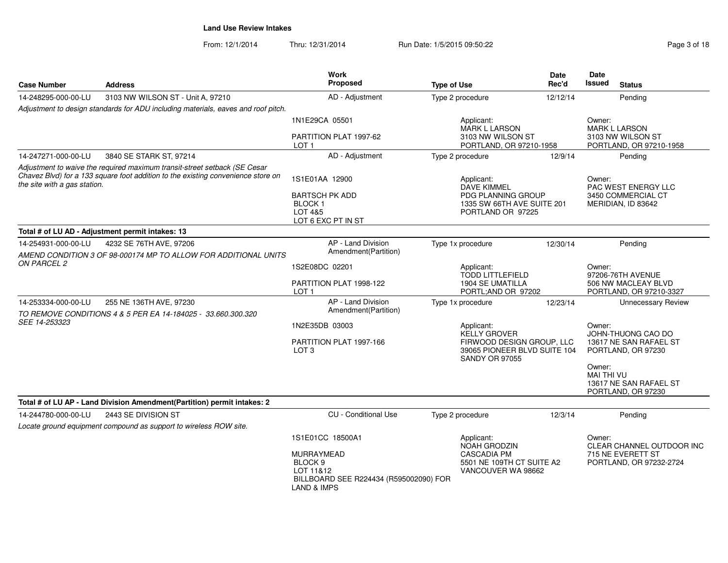## Land Use Review Intakes

From: 12/1/2014 Thru: 12/31/2014 Run Date: 1/5/2015 09:50:22

| Case Number | Address | Work Proposed | Type of Use | Date Rec'd | Date Issued | Status |
|---|---|---|---|---|---|---|
| 14-248295-000-00-LU | 3103 NW WILSON ST - Unit A, 97210 | AD - Adjustment | Type 2 procedure | 12/12/14 | | Pending |
| *Adjustment to design standards for ADU including materials, eaves and roof pitch.* | | 1N1E29CA 05501<br>PARTITION PLAT 1997-62<br>LOT 1 | Applicant:<br>MARK L LARSON<br>3103 NW WILSON ST<br>PORTLAND, OR 97210-1958 | | Owner:<br>MARK L LARSON<br>3103 NW WILSON ST<br>PORTLAND, OR 97210-1958 | |
| 14-247271-000-00-LU | 3840 SE STARK ST, 97214 | AD - Adjustment | Type 2 procedure | 12/9/14 | | Pending |
| *Adjustment to waive the required maximum transit-street setback (SE Cesar Chavez Blvd) for a 133 square foot addition to the existing convenience store on the site with a gas station.* | | 1S1E01AA 12900<br>BARTSCH PK ADD<br>BLOCK 1<br>LOT 4&5<br>LOT 6 EXC PT IN ST | Applicant:<br>DAVE KIMMEL<br>PDG PLANNING GROUP<br>1335 SW 66TH AVE SUITE 201<br>PORTLAND OR 97225 | | Owner:<br>PAC WEST ENERGY LLC<br>3450 COMMERCIAL CT<br>MERIDIAN, ID 83642 | |
| **Total # of LU AD - Adjustment permit intakes: 13** | | | | | | |
| 14-254931-000-00-LU | 4232 SE 76TH AVE, 97206 | AP - Land Division Amendment(Partition) | Type 1x procedure | 12/30/14 | | Pending |
| *AMEND CONDITION 3 OF 98-000174 MP TO ALLOW FOR ADDITIONAL UNITS ON PARCEL 2* | | 1S2E08DC 02201<br>PARTITION PLAT 1998-122<br>LOT 1 | Applicant:<br>TODD LITTLEFIELD<br>1904 SE UMATILLA<br>PORTL;AND OR 97202 | | Owner:<br>97206-76TH AVENUE<br>506 NW MACLEAY BLVD<br>PORTLAND, OR 97210-3327 | |
| 14-253334-000-00-LU | 255 NE 136TH AVE, 97230 | AP - Land Division Amendment(Partition) | Type 1x procedure | 12/23/14 | | Unnecessary Review |
| *TO REMOVE CONDITIONS 4 & 5 PER EA 14-184025 - 33.660.300.320 SEE 14-253323* | | 1N2E35DB 03003<br>PARTITION PLAT 1997-166<br>LOT 3 | Applicant:<br>KELLY GROVER<br>FIRWOOD DESIGN GROUP, LLC<br>39065 PIONEER BLVD SUITE 104<br>SANDY OR 97055 | | Owner:<br>JOHN-THUONG CAO DO<br>13617 NE SAN RAFAEL ST<br>PORTLAND, OR 97230<br>Owner:<br>MAI THI VU<br>13617 NE SAN RAFAEL ST<br>PORTLAND, OR 97230 | |
| **Total # of LU AP - Land Division Amendment(Partition) permit intakes: 2** | | | | | | |
| 14-244780-000-00-LU | 2443 SE DIVISION ST | CU - Conditional Use | Type 2 procedure | 12/3/14 | | Pending |
| *Locate ground equipment compound as support to wireless ROW site.* | | 1S1E01CC 18500A1<br>MURRAYMEAD<br>BLOCK 9<br>LOT 11&12<br>BILLBOARD SEE R224434 (R595002090) FOR LAND & IMPS | Applicant:<br>NOAH GRODZIN<br>CASCADIA PM<br>5501 NE 109TH CT SUITE A2<br>VANCOUVER WA 98662 | | Owner:<br>CLEAR CHANNEL OUTDOOR INC<br>715 NE EVERETT ST<br>PORTLAND, OR 97232-2724 | |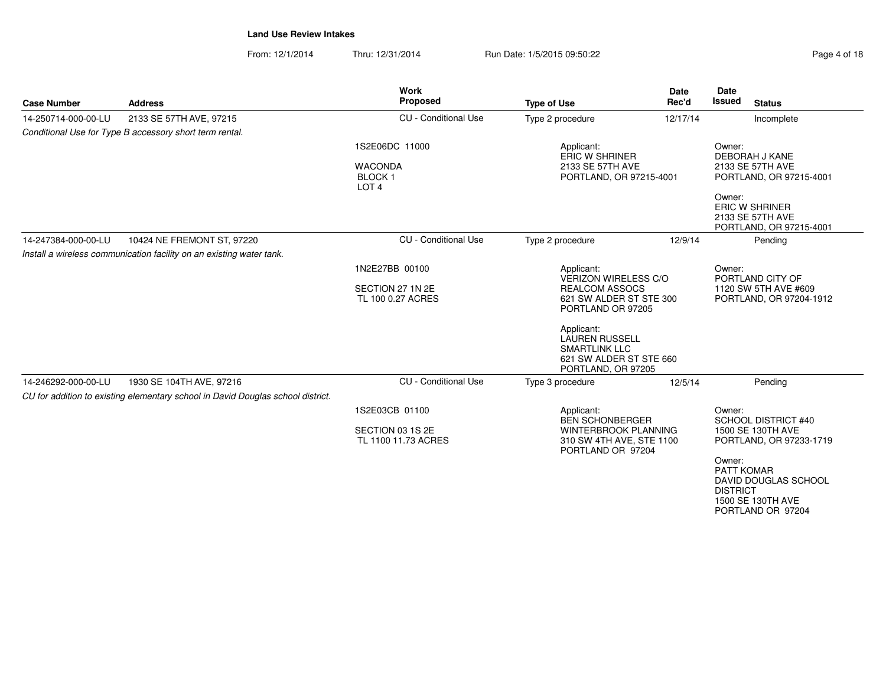## Land Use Review Intakes

From: 12/1/2014 Thru: 12/31/2014 Run Date: 1/5/2015 09:50:22

| Case Number | Address | Work Proposed | Type of Use | Date Rec'd | Date Issued | Status |
|---|---|---|---|---|---|---|
| 14-250714-000-00-LU | 2133 SE 57TH AVE, 97215 | CU - Conditional Use | Type 2 procedure | 12/17/14 | | Incomplete |
| *Conditional Use for Type B accessory short term rental.* | | 1S2E06DC 11000<br><br>WACONDA<br>BLOCK 1<br>LOT 4 | Applicant:<br>ERIC W SHRINER<br>2133 SE 57TH AVE<br>PORTLAND, OR 97215-4001 | | Owner:<br>DEBORAH J KANE<br>2133 SE 57TH AVE<br>PORTLAND, OR 97215-4001<br><br>Owner:<br>ERIC W SHRINER<br>2133 SE 57TH AVE<br>PORTLAND, OR 97215-4001 | |
| 14-247384-000-00-LU | 10424 NE FREMONT ST, 97220 | CU - Conditional Use | Type 2 procedure | 12/9/14 | | Pending |
| *Install a wireless communication facility on an existing water tank.* | | 1N2E27BB 00100<br><br>SECTION 27 1N 2E<br>TL 100 0.27 ACRES | Applicant:<br>VERIZON WIRELESS C/O<br>REALCOM ASSOCS<br>621 SW ALDER ST STE 300<br>PORTLAND OR 97205<br><br>Applicant:<br>LAUREN RUSSELL<br>SMARTLINK LLC<br>621 SW ALDER ST STE 660<br>PORTLAND, OR 97205 | | Owner:<br>PORTLAND CITY OF<br>1120 SW 5TH AVE #609<br>PORTLAND, OR 97204-1912 | |
| 14-246292-000-00-LU | 1930 SE 104TH AVE, 97216 | CU - Conditional Use | Type 3 procedure | 12/5/14 | | Pending |
| *CU for addition to existing elementary school in David Douglas school district.* | | 1S2E03CB 01100<br><br>SECTION 03 1S 2E<br>TL 1100 11.73 ACRES | Applicant:<br>BEN SCHONBERGER<br>WINTERBROOK PLANNING<br>310 SW 4TH AVE, STE 1100<br>PORTLAND OR 97204 | | Owner:<br>SCHOOL DISTRICT #40<br>1500 SE 130TH AVE<br>PORTLAND, OR 97233-1719<br><br>Owner:<br>PATT KOMAR<br>DAVID DOUGLAS SCHOOL DISTRICT<br>1500 SE 130TH AVE<br>PORTLAND OR 97204 | |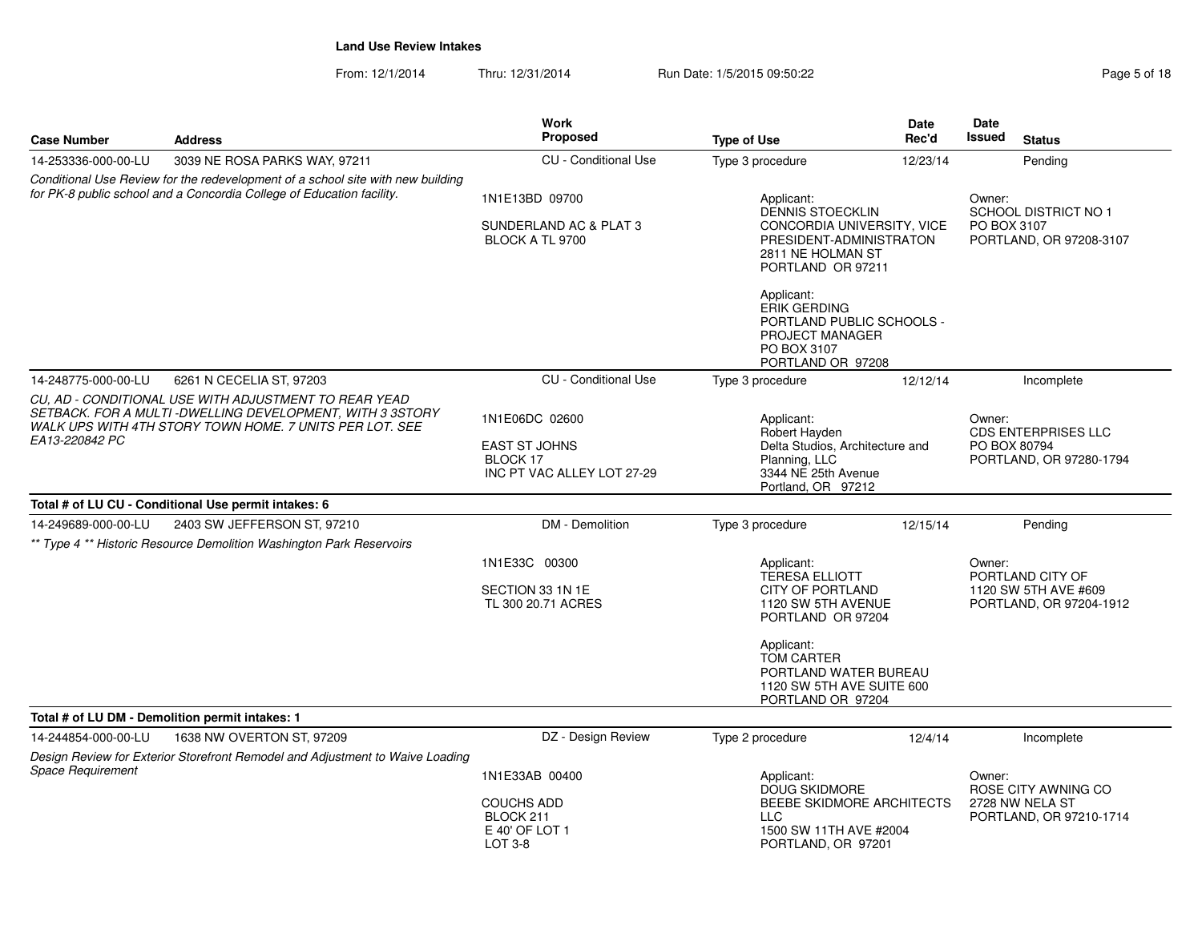## Land Use Review Intakes

From: 12/1/2014 Thru: 12/31/2014 Run Date: 1/5/2015 09:50:22

| Case Number | Address | Work Proposed | Type of Use | Date Rec'd | Date Issued | Status |
|---|---|---|---|---|---|---|
| 14-253336-000-00-LU | 3039 NE ROSA PARKS WAY, 97211 | CU - Conditional Use | Type 3 procedure | 12/23/14 | | Pending |
| *Conditional Use Review for the redevelopment of a school site with new building for PK-8 public school and a Concordia College of Education facility.* | | 1N1E13BD 09700<br><br>SUNDERLAND AC & PLAT 3<br>BLOCK A TL 9700 | Applicant:<br>DENNIS STOECKLIN<br>CONCORDIA UNIVERSITY, VICE PRESIDENT-ADMINISTRATON<br>2811 NE HOLMAN ST<br>PORTLAND OR 97211<br><br>Applicant:<br>ERIK GERDING<br>PORTLAND PUBLIC SCHOOLS - PROJECT MANAGER<br>PO BOX 3107<br>PORTLAND OR 97208 | | Owner:<br>SCHOOL DISTRICT NO 1<br>PO BOX 3107<br>PORTLAND, OR 97208-3107 | |
| 14-248775-000-00-LU | 6261 N CECELIA ST, 97203 | CU - Conditional Use | Type 3 procedure | 12/12/14 | | Incomplete |
| *CU, AD - CONDITIONAL USE WITH ADJUSTMENT TO REAR YEAD SETBACK. FOR A MULTI -DWELLING DEVELOPMENT, WITH 3 3STORY WALK UPS WITH 4TH STORY TOWN HOME. 7 UNITS PER LOT. SEE EA13-220842 PC* | | 1N1E06DC 02600<br><br>EAST ST JOHNS<br>BLOCK 17<br>INC PT VAC ALLEY LOT 27-29 | Applicant:<br>Robert Hayden<br>Delta Studios, Architecture and Planning, LLC<br>3344 NE 25th Avenue<br>Portland, OR 97212 | | Owner:<br>CDS ENTERPRISES LLC<br>PO BOX 80794<br>PORTLAND, OR 97280-1794 | |
| **Total # of LU CU - Conditional Use permit intakes: 6** | | | | | | |
| 14-249689-000-00-LU | 2403 SW JEFFERSON ST, 97210 | DM - Demolition | Type 3 procedure | 12/15/14 | | Pending |
| *\*\* Type 4 \*\* Historic Resource Demolition Washington Park Reservoirs* | | 1N1E33C 00300<br><br>SECTION 33 1N 1E<br>TL 300 20.71 ACRES | Applicant:<br>TERESA ELLIOTT<br>CITY OF PORTLAND<br>1120 SW 5TH AVENUE<br>PORTLAND OR 97204<br><br>Applicant:<br>TOM CARTER<br>PORTLAND WATER BUREAU<br>1120 SW 5TH AVE SUITE 600<br>PORTLAND OR 97204 | | Owner:<br>PORTLAND CITY OF<br>1120 SW 5TH AVE #609<br>PORTLAND, OR 97204-1912 | |
| **Total # of LU DM - Demolition permit intakes: 1** | | | | | | |
| 14-244854-000-00-LU | 1638 NW OVERTON ST, 97209 | DZ - Design Review | Type 2 procedure | 12/4/14 | | Incomplete |
| *Design Review for Exterior Storefront Remodel and Adjustment to Waive Loading Space Requirement* | | 1N1E33AB 00400<br><br>COUCHS ADD<br>BLOCK 211<br>E 40' OF LOT 1<br>LOT 3-8 | Applicant:<br>DOUG SKIDMORE<br>BEEBE SKIDMORE ARCHITECTS LLC<br>1500 SW 11TH AVE #2004<br>PORTLAND, OR 97201 | | Owner:<br>ROSE CITY AWNING CO<br>2728 NW NELA ST<br>PORTLAND, OR 97210-1714 | |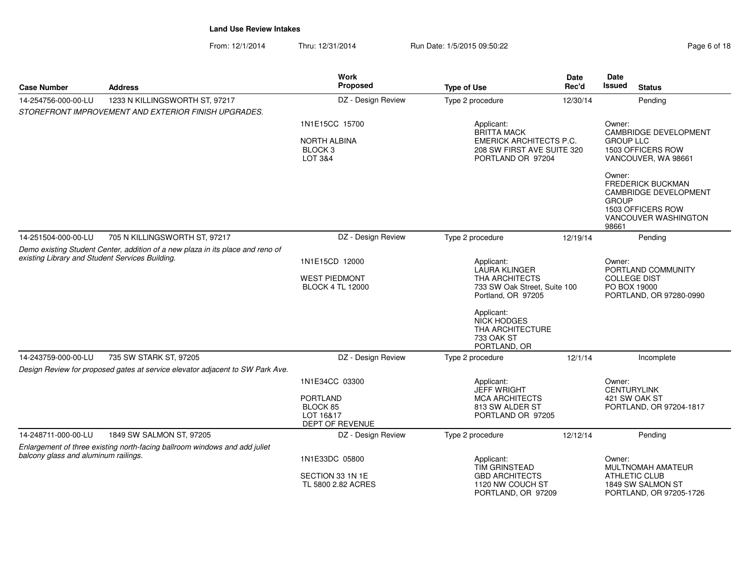**Land Use Review Intakes**

From: 12/1/2014 Thru: 12/31/2014 Run Date: 1/5/2015 09:50:22

| Case Number | Address | Work Proposed | Type of Use | Date Rec'd | Date Issued | Status |
|---|---|---|---|---|---|---|
| 14-254756-000-00-LU | 1233 N KILLINGSWORTH ST, 97217 | DZ - Design Review | Type 2 procedure | 12/30/14 | | Pending |
| *STOREFRONT IMPROVEMENT AND EXTERIOR FINISH UPGRADES.* | | 1N1E15CC 15700<br><br>NORTH ALBINA<br>BLOCK 3<br>LOT 3&4 | Applicant:<br>BRITTA MACK<br>EMERICK ARCHITECTS P.C.<br>208 SW FIRST AVE SUITE 320<br>PORTLAND OR 97204 | | Owner:<br>CAMBRIDGE DEVELOPMENT GROUP LLC<br>1503 OFFICERS ROW<br>VANCOUVER, WA 98661<br><br>Owner:<br>FREDERICK BUCKMAN<br>CAMBRIDGE DEVELOPMENT GROUP<br>1503 OFFICERS ROW<br>VANCOUVER WASHINGTON 98661 | |
| 14-251504-000-00-LU | 705 N KILLINGSWORTH ST, 97217 | DZ - Design Review | Type 2 procedure | 12/19/14 | | Pending |
| *Demo existing Student Center, addition of a new plaza in its place and reno of existing Library and Student Services Building.* | | 1N1E15CD 12000<br><br>WEST PIEDMONT<br>BLOCK 4 TL 12000 | Applicant:<br>LAURA KLINGER<br>THA ARCHITECTS<br>733 SW Oak Street, Suite 100<br>Portland, OR 97205<br><br>Applicant:<br>NICK HODGES<br>THA ARCHITECTURE<br>733 OAK ST<br>PORTLAND, OR | | Owner:<br>PORTLAND COMMUNITY COLLEGE DIST<br>PO BOX 19000<br>PORTLAND, OR 97280-0990 | |
| 14-243759-000-00-LU | 735 SW STARK ST, 97205 | DZ - Design Review | Type 2 procedure | 12/1/14 | | Incomplete |
| *Design Review for proposed gates at service elevator adjacent to SW Park Ave.* | | 1N1E34CC 03300<br><br>PORTLAND<br>BLOCK 85<br>LOT 16&17<br>DEPT OF REVENUE | Applicant:<br>JEFF WRIGHT<br>MCA ARCHITECTS<br>813 SW ALDER ST<br>PORTLAND OR 97205 | | Owner:<br>CENTURYLINK<br>421 SW OAK ST<br>PORTLAND, OR 97204-1817 | |
| 14-248711-000-00-LU | 1849 SW SALMON ST, 97205 | DZ - Design Review | Type 2 procedure | 12/12/14 | | Pending |
| *Enlargement of three existing north-facing ballroom windows and add juliet balcony glass and aluminum railings.* | | 1N1E33DC 05800<br><br>SECTION 33 1N 1E<br>TL 5800 2.82 ACRES | Applicant:<br>TIM GRINSTEAD<br>GBD ARCHITECTS<br>1120 NW COUCH ST<br>PORTLAND, OR 97209 | | Owner:<br>MULTNOMAH AMATEUR ATHLETIC CLUB<br>1849 SW SALMON ST<br>PORTLAND, OR 97205-1726 | |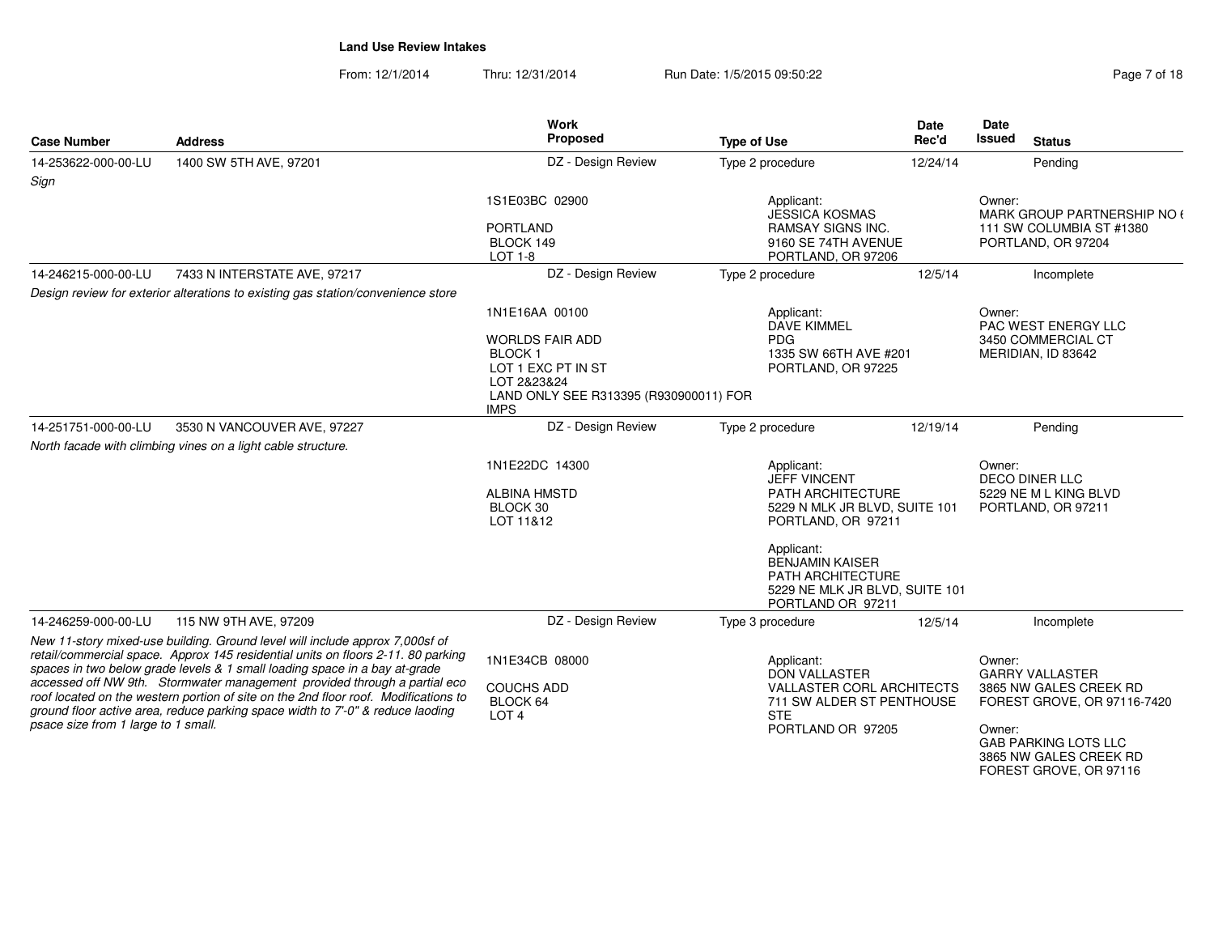**Land Use Review Intakes**

From: 12/1/2014 Thru: 12/31/2014 Run Date: 1/5/2015 09:50:22

| Case Number | Address | Work Proposed | Type of Use | Date Rec'd | Date Issued | Status |
|---|---|---|---|---|---|---|
| 14-253622-000-00-LU | 1400 SW 5TH AVE, 97201 | DZ - Design Review | Type 2 procedure | 12/24/14 | | Pending |
| *Sign* | | 1S1E03BC 02900<br><br>PORTLAND<br>BLOCK 149<br>LOT 1-8 | Applicant:<br>JESSICA KOSMAS<br>RAMSAY SIGNS INC.<br>9160 SE 74TH AVENUE<br>PORTLAND, OR 97206 | | Owner:<br>MARK GROUP PARTNERSHIP NO 6<br>111 SW COLUMBIA ST #1380<br>PORTLAND, OR 97204 | |
| 14-246215-000-00-LU | 7433 N INTERSTATE AVE, 97217 | DZ - Design Review | Type 2 procedure | 12/5/14 | | Incomplete |
| *Design review for exterior alterations to existing gas station/convenience store* | | 1N1E16AA 00100<br><br>WORLDS FAIR ADD<br>BLOCK 1<br>LOT 1 EXC PT IN ST<br>LOT 2&23&24<br>LAND ONLY SEE R313395 (R930900011) FOR IMPS | Applicant:<br>DAVE KIMMEL<br>PDG<br>1335 SW 66TH AVE #201<br>PORTLAND, OR 97225 | | Owner:<br>PAC WEST ENERGY LLC<br>3450 COMMERCIAL CT<br>MERIDIAN, ID 83642 | |
| 14-251751-000-00-LU | 3530 N VANCOUVER AVE, 97227 | DZ - Design Review | Type 2 procedure | 12/19/14 | | Pending |
| *North facade with climbing vines on a light cable structure.* | | 1N1E22DC 14300<br><br>ALBINA HMSTD<br>BLOCK 30<br>LOT 11&12 | Applicant:<br>JEFF VINCENT<br>PATH ARCHITECTURE<br>5229 N MLK JR BLVD, SUITE 101<br>PORTLAND, OR 97211<br><br>Applicant:<br>BENJAMIN KAISER<br>PATH ARCHITECTURE<br>5229 NE MLK JR BLVD, SUITE 101<br>PORTLAND OR 97211 | | Owner:<br>DECO DINER LLC<br>5229 NE M L KING BLVD<br>PORTLAND, OR 97211 | |
| 14-246259-000-00-LU | 115 NW 9TH AVE, 97209 | DZ - Design Review | Type 3 procedure | 12/5/14 | | Incomplete |
| *New 11-story mixed-use building. Ground level will include approx 7,000sf of retail/commercial space. Approx 145 residential units on floors 2-11. 80 parking spaces in two below grade levels & 1 small loading space in a bay at-grade accessed off NW 9th. Stormwater management provided through a partial eco roof located on the western portion of site on the 2nd floor roof. Modifications to ground floor active area, reduce parking space width to 7'-0" & reduce laoding psace size from 1 large to 1 small.* | | 1N1E34CB 08000<br><br>COUCHS ADD<br>BLOCK 64<br>LOT 4 | Applicant:<br>DON VALLASTER<br>VALLASTER CORL ARCHITECTS<br>711 SW ALDER ST PENTHOUSE STE<br>PORTLAND OR 97205 | | Owner:<br>GARRY VALLASTER<br>3865 NW GALES CREEK RD<br>FOREST GROVE, OR 97116-7420<br><br>Owner:<br>GAB PARKING LOTS LLC<br>3865 NW GALES CREEK RD<br>FOREST GROVE, OR 97116 | |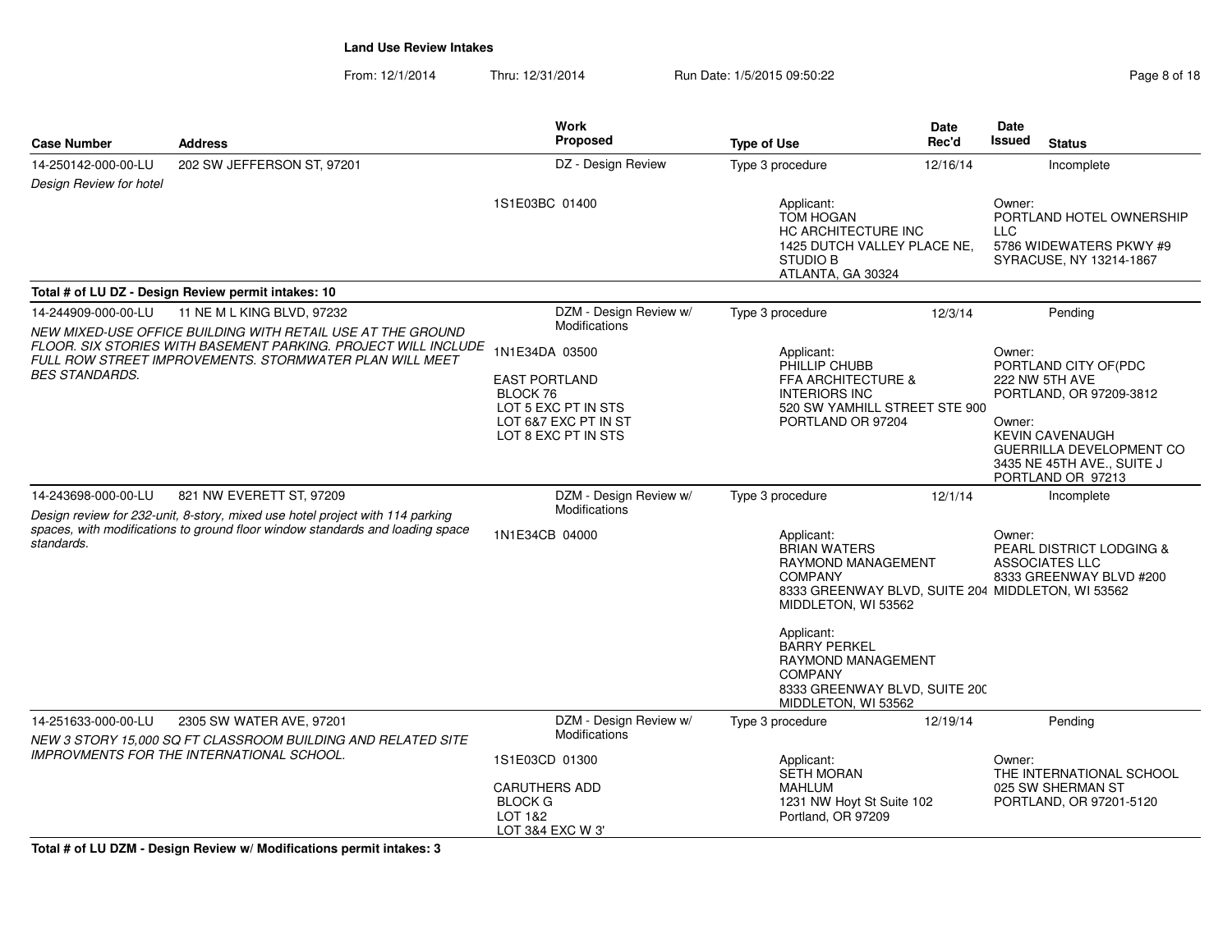**Land Use Review Intakes**

From: 12/1/2014 Thru: 12/31/2014 Run Date: 1/5/2015 09:50:22

| Case Number | Address | Work Proposed | Type of Use | Date Rec'd | Date Issued | Status |
|---|---|---|---|---|---|---|
| 14-250142-000-00-LU | 202 SW JEFFERSON ST, 97201 | DZ - Design Review | Type 3 procedure | 12/16/14 | | Incomplete |
| *Design Review for hotel* | | 1S1E03BC 01400 | Applicant: TOM HOGAN HC ARCHITECTURE INC 1425 DUTCH VALLEY PLACE NE, STUDIO B ATLANTA, GA 30324 | | Owner: PORTLAND HOTEL OWNERSHIP LLC 5786 WIDEWATERS PKWY #9 SYRACUSE, NY 13214-1867 | |

**Total # of LU DZ - Design Review permit intakes: 10**

| Case Number | Address | Work Proposed | Type of Use | Date Rec'd | Date Issued | Status |
|---|---|---|---|---|---|---|
| 14-244909-000-00-LU | 11 NE M L KING BLVD, 97232 | DZM - Design Review w/ Modifications | Type 3 procedure | 12/3/14 | | Pending |
| *NEW MIXED-USE OFFICE BUILDING WITH RETAIL USE AT THE GROUND FLOOR. SIX STORIES WITH BASEMENT PARKING. PROJECT WILL INCLUDE FULL ROW STREET IMPROVEMENTS. STORMWATER PLAN WILL MEET BES STANDARDS.* | | 1N1E34DA 03500 EAST PORTLAND BLOCK 76 LOT 5 EXC PT IN STS LOT 6&7 EXC PT IN ST LOT 8 EXC PT IN STS | Applicant: PHILLIP CHUBB FFA ARCHITECTURE & INTERIORS INC 520 SW YAMHILL STREET STE 900 PORTLAND OR 97204 | | Owner: PORTLAND CITY OF(PDC 222 NW 5TH AVE PORTLAND, OR 97209-3812 Owner: KEVIN CAVENAUGH GUERRILLA DEVELOPMENT CO 3435 NE 45TH AVE., SUITE J PORTLAND OR 97213 | |
| 14-243698-000-00-LU | 821 NW EVERETT ST, 97209 | DZM - Design Review w/ Modifications | Type 3 procedure | 12/1/14 | | Incomplete |
| *Design review for 232-unit, 8-story, mixed use hotel project with 114 parking spaces, with modifications to ground floor window standards and loading space standards.* | | 1N1E34CB 04000 | Applicant: BRIAN WATERS RAYMOND MANAGEMENT COMPANY 8333 GREENWAY BLVD, SUITE 204 MIDDLETON, WI 53562 Applicant: BARRY PERKEL RAYMOND MANAGEMENT COMPANY 8333 GREENWAY BLVD, SUITE 200 MIDDLETON, WI 53562 | | Owner: PEARL DISTRICT LODGING & ASSOCIATES LLC 8333 GREENWAY BLVD #200 MIDDLETON, WI 53562 | |
| 14-251633-000-00-LU | 2305 SW WATER AVE, 97201 | DZM - Design Review w/ Modifications | Type 3 procedure | 12/19/14 | | Pending |
| *NEW 3 STORY 15,000 SQ FT CLASSROOM BUILDING AND RELATED SITE IMPROVMENTS FOR THE INTERNATIONAL SCHOOL.* | | 1S1E03CD 01300 CARUTHERS ADD BLOCK G LOT 1&2 LOT 3&4 EXC W 3' | Applicant: SETH MORAN MAHLUM 1231 NW Hoyt St Suite 102 Portland, OR 97209 | | Owner: THE INTERNATIONAL SCHOOL 025 SW SHERMAN ST PORTLAND, OR 97201-5120 | |

**Total # of LU DZM - Design Review w/ Modifications permit intakes: 3**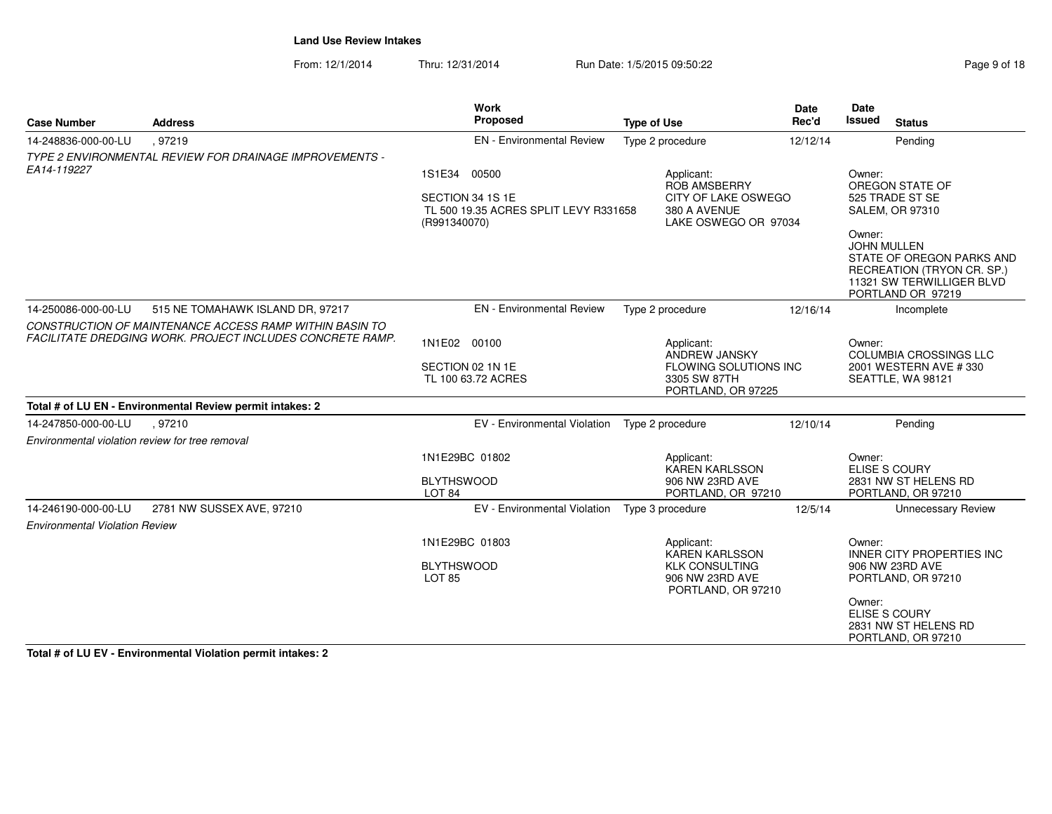**Land Use Review Intakes**

From: 12/1/2014 Thru: 12/31/2014 Run Date: 1/5/2015 09:50:22

| Case Number | Address | Work Proposed | Type of Use | Date Rec'd | Date Issued | Status |
|---|---|---|---|---|---|---|
| 14-248836-000-00-LU | , 97219 | EN - Environmental Review | Type 2 procedure | 12/12/14 | | Pending |
| *TYPE 2 ENVIRONMENTAL REVIEW FOR DRAINAGE IMPROVEMENTS - EA14-119227* | | 1S1E34 00500<br>SECTION 34 1S 1E<br>TL 500 19.35 ACRES SPLIT LEVY R331658 (R991340070) | Applicant:<br>ROB AMSBERRY<br>CITY OF LAKE OSWEGO<br>380 A AVENUE<br>LAKE OSWEGO OR 97034 | | Owner:<br>OREGON STATE OF<br>525 TRADE ST SE<br>SALEM, OR 97310<br>Owner:<br>JOHN MULLEN<br>STATE OF OREGON PARKS AND RECREATION (TRYON CR. SP.)<br>11321 SW TERWILLIGER BLVD<br>PORTLAND OR 97219 | |
| 14-250086-000-00-LU | 515 NE TOMAHAWK ISLAND DR, 97217 | EN - Environmental Review | Type 2 procedure | 12/16/14 | | Incomplete |
| *CONSTRUCTION OF MAINTENANCE ACCESS RAMP WITHIN BASIN TO FACILITATE DREDGING WORK. PROJECT INCLUDES CONCRETE RAMP.* | | 1N1E02 00100<br>SECTION 02 1N 1E<br>TL 100 63.72 ACRES | Applicant:<br>ANDREW JANSKY<br>FLOWING SOLUTIONS INC<br>3305 SW 87TH<br>PORTLAND, OR 97225 | | Owner:<br>COLUMBIA CROSSINGS LLC<br>2001 WESTERN AVE # 330<br>SEATTLE, WA 98121 | |

**Total # of LU EN - Environmental Review permit intakes: 2**

| Case Number | Address | Work Proposed | Type of Use | Date Rec'd | Date Issued | Status |
|---|---|---|---|---|---|---|
| 14-247850-000-00-LU | , 97210 | EV - Environmental Violation | Type 2 procedure | 12/10/14 | | Pending |
| *Environmental violation review for tree removal* | | 1N1E29BC 01802<br>BLYTHSWOOD<br>LOT 84 | Applicant:<br>KAREN KARLSSON<br>906 NW 23RD AVE<br>PORTLAND, OR 97210 | | Owner:<br>ELISE S COURY<br>2831 NW ST HELENS RD<br>PORTLAND, OR 97210 | |
| 14-246190-000-00-LU | 2781 NW SUSSEX AVE, 97210 | EV - Environmental Violation | Type 3 procedure | 12/5/14 | | Unnecessary Review |
| *Environmental Violation Review* | | 1N1E29BC 01803<br>BLYTHSWOOD<br>LOT 85 | Applicant:<br>KAREN KARLSSON<br>KLK CONSULTING<br>906 NW 23RD AVE<br>PORTLAND, OR 97210 | | Owner:<br>INNER CITY PROPERTIES INC<br>906 NW 23RD AVE<br>PORTLAND, OR 97210<br>Owner:<br>ELISE S COURY<br>2831 NW ST HELENS RD<br>PORTLAND, OR 97210 | |

**Total # of LU EV - Environmental Violation permit intakes: 2**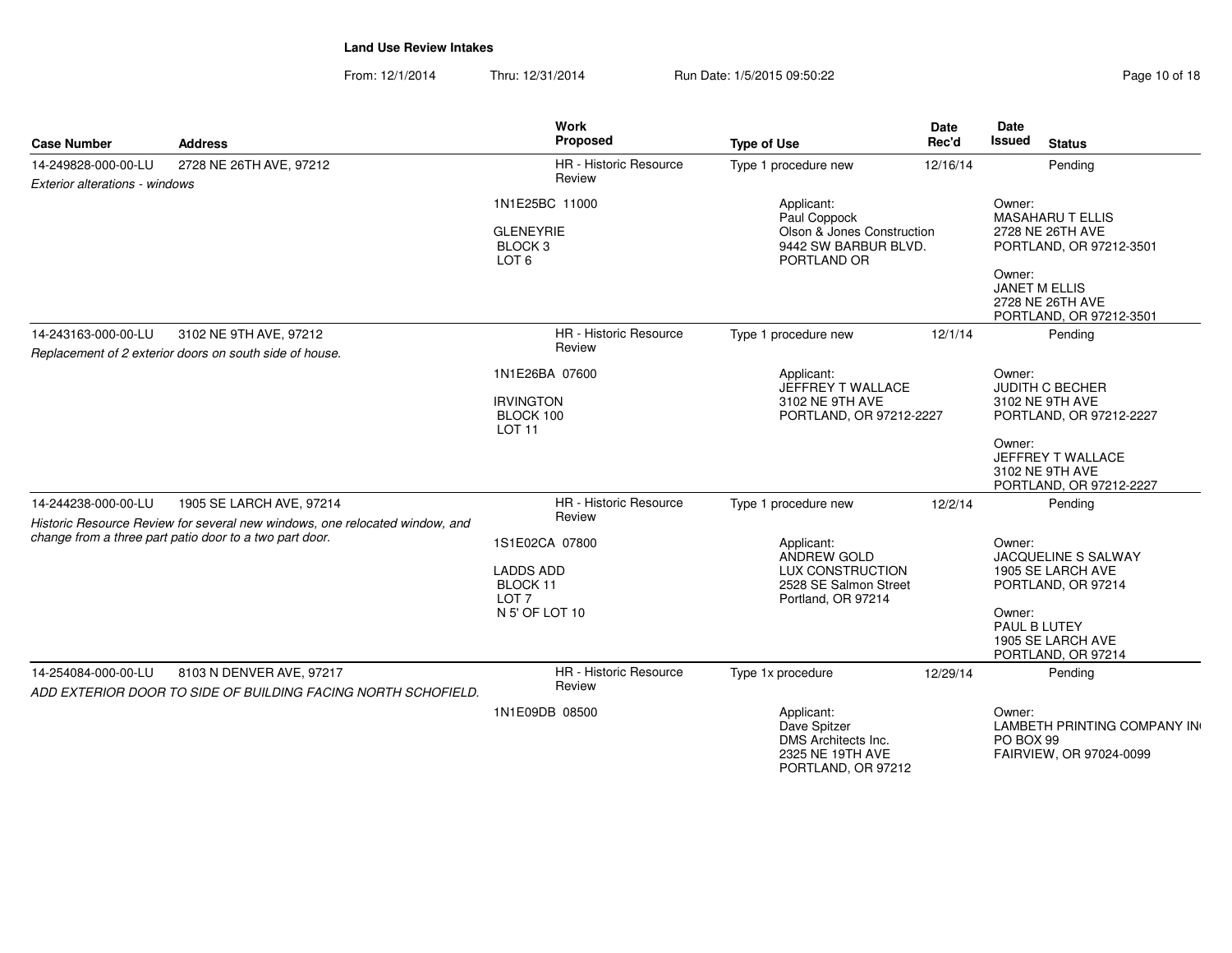**Land Use Review Intakes**

From: 12/1/2014 Thru: 12/31/2014 Run Date: 1/5/2015 09:50:22

| Case Number | Address | Work Proposed | Type of Use | Date Rec'd | Date Issued | Status |
|---|---|---|---|---|---|---|
| 14-249828-000-00-LU | 2728 NE 26TH AVE, 97212 | HR - Historic Resource Review | Type 1 procedure new | 12/16/14 | | Pending |
| *Exterior alterations - windows* | | 1N1E25BC 11000<br>GLENEYRIE<br>BLOCK 3<br>LOT 6 | Applicant:<br>Paul Coppock<br>Olson & Jones Construction<br>9442 SW BARBUR BLVD.<br>PORTLAND OR | | Owner:<br>MASAHARU T ELLIS<br>2728 NE 26TH AVE<br>PORTLAND, OR 97212-3501<br>Owner:<br>JANET M ELLIS<br>2728 NE 26TH AVE<br>PORTLAND, OR 97212-3501 | |
| 14-243163-000-00-LU | 3102 NE 9TH AVE, 97212 | HR - Historic Resource Review | Type 1 procedure new | 12/1/14 | | Pending |
| *Replacement of 2 exterior doors on south side of house.* | | 1N1E26BA 07600<br>IRVINGTON<br>BLOCK 100<br>LOT 11 | Applicant:<br>JEFFREY T WALLACE<br>3102 NE 9TH AVE<br>PORTLAND, OR 97212-2227 | | Owner:<br>JUDITH C BECHER<br>3102 NE 9TH AVE<br>PORTLAND, OR 97212-2227<br>Owner:<br>JEFFREY T WALLACE<br>3102 NE 9TH AVE<br>PORTLAND, OR 97212-2227 | |
| 14-244238-000-00-LU | 1905 SE LARCH AVE, 97214 | HR - Historic Resource Review | Type 1 procedure new | 12/2/14 | | Pending |
| *Historic Resource Review for several new windows, one relocated window, and change from a three part patio door to a two part door.* | | 1S1E02CA 07800<br>LADDS ADD<br>BLOCK 11<br>LOT 7<br>N 5' OF LOT 10 | Applicant:<br>ANDREW GOLD<br>LUX CONSTRUCTION<br>2528 SE Salmon Street<br>Portland, OR 97214 | | Owner:<br>JACQUELINE S SALWAY<br>1905 SE LARCH AVE<br>PORTLAND, OR 97214<br>Owner:<br>PAUL B LUTEY<br>1905 SE LARCH AVE<br>PORTLAND, OR 97214 | |
| 14-254084-000-00-LU | 8103 N DENVER AVE, 97217 | HR - Historic Resource Review | Type 1x procedure | 12/29/14 | | Pending |
| *ADD EXTERIOR DOOR TO SIDE OF BUILDING FACING NORTH SCHOFIELD.* | | 1N1E09DB 08500 | Applicant:<br>Dave Spitzer<br>DMS Architects Inc.<br>2325 NE 19TH AVE<br>PORTLAND, OR 97212 | | Owner:<br>LAMBETH PRINTING COMPANY IN<br>PO BOX 99<br>FAIRVIEW, OR 97024-0099 | |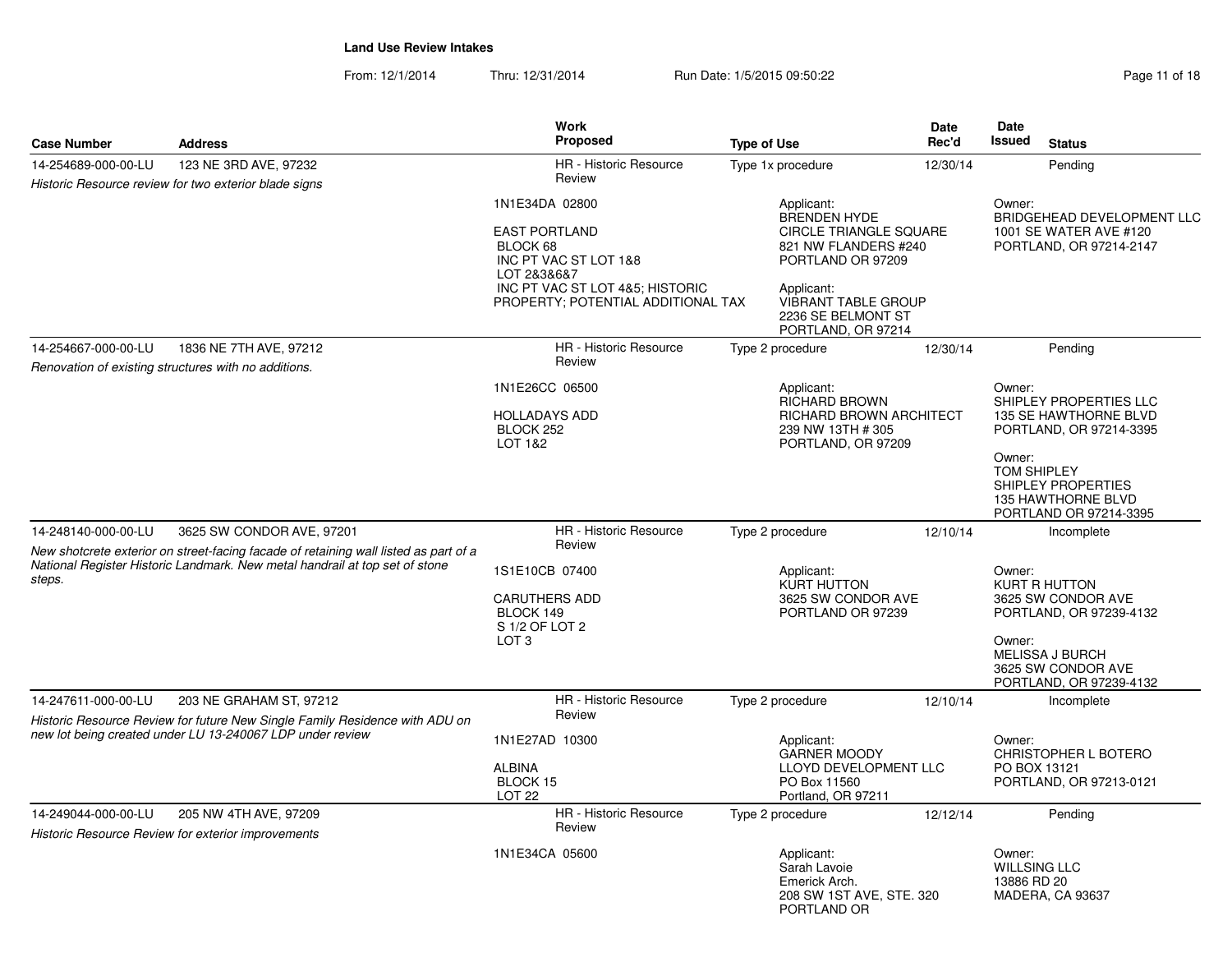**Land Use Review Intakes**

From: 12/1/2014 Thru: 12/31/2014 Run Date: 1/5/2015 09:50:22

| Case Number | Address | Work Proposed | Type of Use | Date Rec'd | Date Issued | Status |
|---|---|---|---|---|---|---|
| 14-254689-000-00-LU | 123 NE 3RD AVE, 97232 | HR - Historic Resource Review | Type 1x procedure | 12/30/14 | | Pending |
| *Historic Resource review for two exterior blade signs* | | 1N1E34DA 02800<br><br>EAST PORTLAND<br>BLOCK 68<br>INC PT VAC ST LOT 1&8<br>LOT 2&3&6&7<br>INC PT VAC ST LOT 4&5; HISTORIC PROPERTY; POTENTIAL ADDITIONAL TAX | Applicant:<br>BRENDEN HYDE<br>CIRCLE TRIANGLE SQUARE<br>821 NW FLANDERS #240<br>PORTLAND OR 97209<br><br>Applicant:<br>VIBRANT TABLE GROUP<br>2236 SE BELMONT ST<br>PORTLAND, OR 97214 | | Owner:<br>BRIDGEHEAD DEVELOPMENT LLC<br>1001 SE WATER AVE #120<br>PORTLAND, OR 97214-2147 | |
| 14-254667-000-00-LU | 1836 NE 7TH AVE, 97212 | HR - Historic Resource Review | Type 2 procedure | 12/30/14 | | Pending |
| *Renovation of existing structures with no additions.* | | 1N1E26CC 06500<br><br>HOLLADAYS ADD<br>BLOCK 252<br>LOT 1&2 | Applicant:<br>RICHARD BROWN<br>RICHARD BROWN ARCHITECT<br>239 NW 13TH # 305<br>PORTLAND, OR 97209 | | Owner:<br>SHIPLEY PROPERTIES LLC<br>135 SE HAWTHORNE BLVD<br>PORTLAND, OR 97214-3395<br><br>Owner:<br>TOM SHIPLEY<br>SHIPLEY PROPERTIES<br>135 HAWTHORNE BLVD<br>PORTLAND OR 97214-3395 | |
| 14-248140-000-00-LU | 3625 SW CONDOR AVE, 97201 | HR - Historic Resource Review | Type 2 procedure | 12/10/14 | | Incomplete |
| *New shotcrete exterior on street-facing facade of retaining wall listed as part of a National Register Historic Landmark. New metal handrail at top set of stone steps.* | | 1S1E10CB 07400<br><br>CARUTHERS ADD<br>BLOCK 149<br>S 1/2 OF LOT 2<br>LOT 3 | Applicant:<br>KURT HUTTON<br>3625 SW CONDOR AVE<br>PORTLAND OR 97239 | | Owner:<br>KURT R HUTTON<br>3625 SW CONDOR AVE<br>PORTLAND, OR 97239-4132<br><br>Owner:<br>MELISSA J BURCH<br>3625 SW CONDOR AVE<br>PORTLAND, OR 97239-4132 | |
| 14-247611-000-00-LU | 203 NE GRAHAM ST, 97212 | HR - Historic Resource Review | Type 2 procedure | 12/10/14 | | Incomplete |
| *Historic Resource Review for future New Single Family Residence with ADU on new lot being created under LU 13-240067 LDP under review* | | 1N1E27AD 10300<br><br>ALBINA<br>BLOCK 15<br>LOT 22 | Applicant:<br>GARNER MOODY<br>LLOYD DEVELOPMENT LLC<br>PO Box 11560<br>Portland, OR 97211 | | Owner:<br>CHRISTOPHER L BOTERO<br>PO BOX 13121<br>PORTLAND, OR 97213-0121 | |
| 14-249044-000-00-LU | 205 NW 4TH AVE, 97209 | HR - Historic Resource Review | Type 2 procedure | 12/12/14 | | Pending |
| *Historic Resource Review for exterior improvements* | | 1N1E34CA 05600 | Applicant:<br>Sarah Lavoie<br>Emerick Arch.<br>208 SW 1ST AVE, STE. 320<br>PORTLAND OR | | Owner:<br>WILLSING LLC<br>13886 RD 20<br>MADERA, CA 93637 | |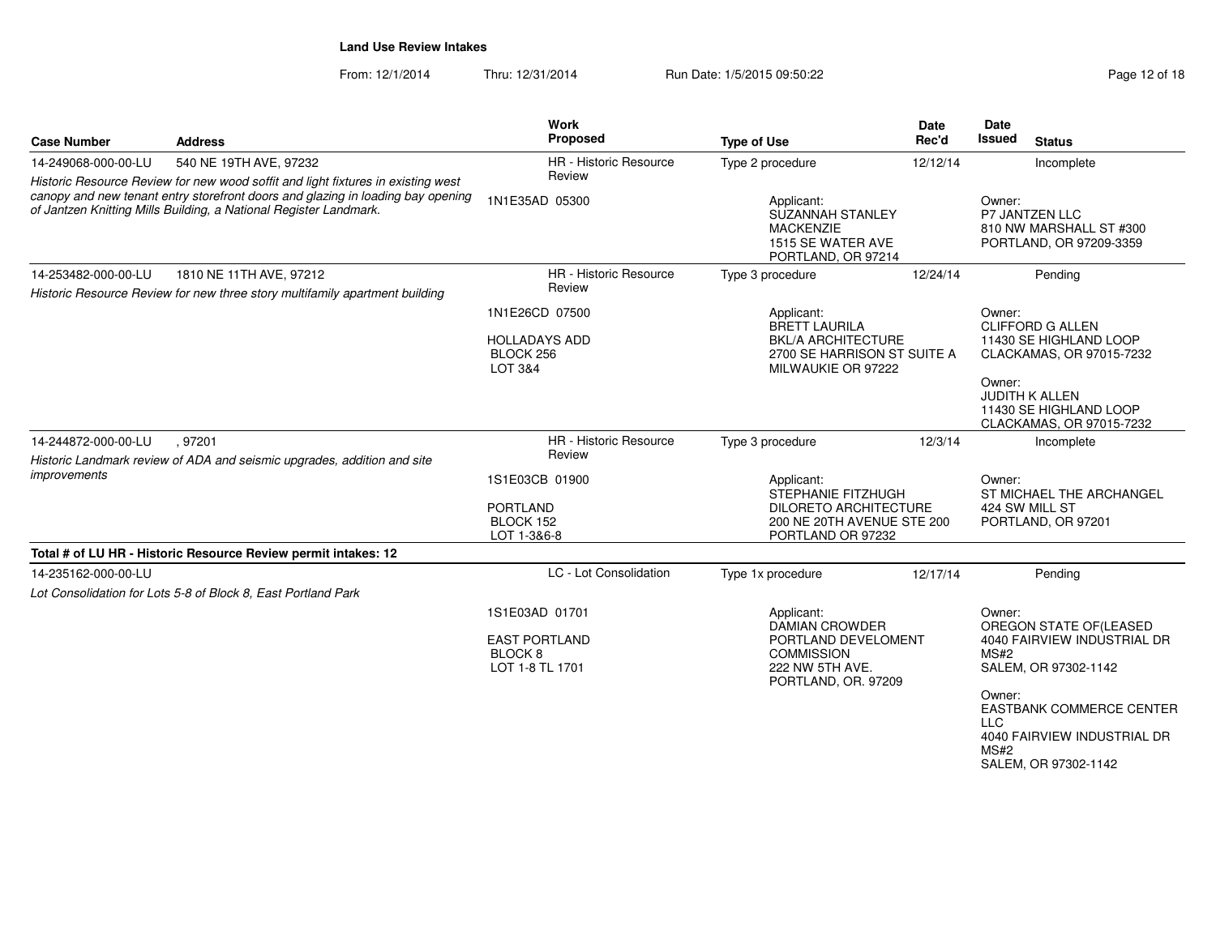**Land Use Review Intakes**

From: 12/1/2014 Thru: 12/31/2014 Run Date: 1/5/2015 09:50:22

| Case Number | Address | Work Proposed | Type of Use | Date Rec'd | Date Issued | Status |
|---|---|---|---|---|---|---|
| 14-249068-000-00-LU | 540 NE 19TH AVE, 97232 | HR - Historic Resource Review | Type 2 procedure | 12/12/14 | | Incomplete |
| | *Historic Resource Review for new wood soffit and light fixtures in existing west canopy and new tenant entry storefront doors and glazing in loading bay opening of Jantzen Knitting Mills Building, a National Register Landmark.* | 1N1E35AD 05300 | Applicant: SUZANNAH STANLEY MACKENZIE 1515 SE WATER AVE PORTLAND, OR 97214 | | Owner: P7 JANTZEN LLC 810 NW MARSHALL ST #300 PORTLAND, OR 97209-3359 | |
| 14-253482-000-00-LU | 1810 NE 11TH AVE, 97212 | HR - Historic Resource Review | Type 3 procedure | 12/24/14 | | Pending |
| | *Historic Resource Review for new three story multifamily apartment building* | 1N1E26CD 07500 HOLLADAYS ADD BLOCK 256 LOT 3&4 | Applicant: BRETT LAURILA BKL/A ARCHITECTURE 2700 SE HARRISON ST SUITE A MILWAUKIE OR 97222 | | Owner: CLIFFORD G ALLEN 11430 SE HIGHLAND LOOP CLACKAMAS, OR 97015-7232<br>Owner: JUDITH K ALLEN 11430 SE HIGHLAND LOOP CLACKAMAS, OR 97015-7232 | |
| 14-244872-000-00-LU | , 97201 | HR - Historic Resource Review | Type 3 procedure | 12/3/14 | | Incomplete |
| | *Historic Landmark review of ADA and seismic upgrades, addition and site improvements* | 1S1E03CB 01900 PORTLAND BLOCK 152 LOT 1-3&6-8 | Applicant: STEPHANIE FITZHUGH DILORETO ARCHITECTURE 200 NE 20TH AVENUE STE 200 PORTLAND OR 97232 | | Owner: ST MICHAEL THE ARCHANGEL 424 SW MILL ST PORTLAND, OR 97201 | |

**Total # of LU HR - Historic Resource Review permit intakes: 12**

| Case Number | Address | Work Proposed | Type of Use | Date Rec'd | Date Issued | Status |
|---|---|---|---|---|---|---|
| 14-235162-000-00-LU | | LC - Lot Consolidation | Type 1x procedure | 12/17/14 | | Pending |
| | *Lot Consolidation for Lots 5-8 of Block 8, East Portland Park* | 1S1E03AD 01701 EAST PORTLAND BLOCK 8 LOT 1-8 TL 1701 | Applicant: DAMIAN CROWDER PORTLAND DEVELOMENT COMMISSION 222 NW 5TH AVE. PORTLAND, OR. 97209 | | Owner: OREGON STATE OF(LEASED 4040 FAIRVIEW INDUSTRIAL DR MS#2 SALEM, OR 97302-1142<br>Owner: EASTBANK COMMERCE CENTER LLC 4040 FAIRVIEW INDUSTRIAL DR MS#2 SALEM, OR 97302-1142 | |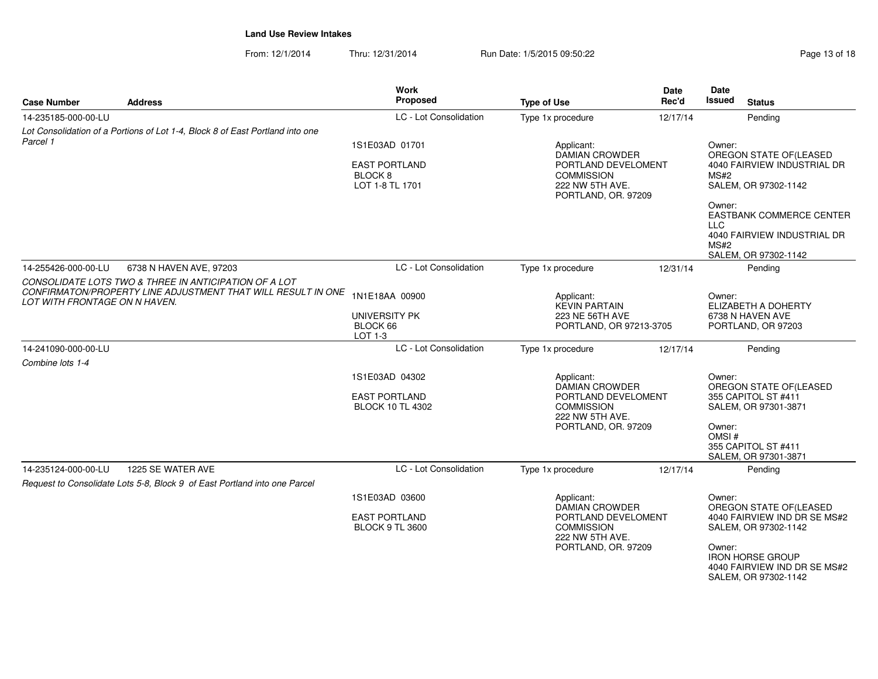**Land Use Review Intakes**

From: 12/1/2014 Thru: 12/31/2014 Run Date: 1/5/2015 09:50:22

| Case Number | Address | Work Proposed | Type of Use | Date Rec'd | Date Issued | Status |
|---|---|---|---|---|---|---|
| 14-235185-000-00-LU | | LC - Lot Consolidation | Type 1x procedure | 12/17/14 | | Pending |
| *Lot Consolidation of a Portions of Lot 1-4, Block 8 of East Portland into one Parcel 1* | | 1S1E03AD 01701<br>EAST PORTLAND<br>BLOCK 8<br>LOT 1-8 TL 1701 | Applicant:<br>DAMIAN CROWDER<br>PORTLAND DEVELOMENT COMMISSION<br>222 NW 5TH AVE.<br>PORTLAND, OR. 97209 | | Owner:<br>OREGON STATE OF(LEASED<br>4040 FAIRVIEW INDUSTRIAL DR MS#2<br>SALEM, OR 97302-1142<br>Owner:<br>EASTBANK COMMERCE CENTER LLC<br>4040 FAIRVIEW INDUSTRIAL DR MS#2<br>SALEM, OR 97302-1142 | |
| 14-255426-000-00-LU | 6738 N HAVEN AVE, 97203 | LC - Lot Consolidation | Type 1x procedure | 12/31/14 | | Pending |
| *CONSOLIDATE LOTS TWO & THREE IN ANTICIPATION OF A LOT CONFIRMATON/PROPERTY LINE ADJUSTMENT THAT WILL RESULT IN ONE LOT WITH FRONTAGE ON N HAVEN.* | | 1N1E18AA 00900<br>UNIVERSITY PK<br>BLOCK 66<br>LOT 1-3 | Applicant:<br>KEVIN PARTAIN<br>223 NE 56TH AVE<br>PORTLAND, OR 97213-3705 | | Owner:<br>ELIZABETH A DOHERTY<br>6738 N HAVEN AVE<br>PORTLAND, OR 97203 | |
| 14-241090-000-00-LU | | LC - Lot Consolidation | Type 1x procedure | 12/17/14 | | Pending |
| *Combine lots 1-4* | | 1S1E03AD 04302<br>EAST PORTLAND<br>BLOCK 10 TL 4302 | Applicant:<br>DAMIAN CROWDER<br>PORTLAND DEVELOMENT COMMISSION<br>222 NW 5TH AVE.<br>PORTLAND, OR. 97209 | | Owner:<br>OREGON STATE OF(LEASED<br>355 CAPITOL ST #411<br>SALEM, OR 97301-3871<br>Owner:<br>OMSI #<br>355 CAPITOL ST #411<br>SALEM, OR 97301-3871 | |
| 14-235124-000-00-LU | 1225 SE WATER AVE | LC - Lot Consolidation | Type 1x procedure | 12/17/14 | | Pending |
| *Request to Consolidate Lots 5-8, Block 9 of East Portland into one Parcel* | | 1S1E03AD 03600<br>EAST PORTLAND<br>BLOCK 9 TL 3600 | Applicant:<br>DAMIAN CROWDER<br>PORTLAND DEVELOMENT COMMISSION<br>222 NW 5TH AVE.<br>PORTLAND, OR. 97209 | | Owner:<br>OREGON STATE OF(LEASED<br>4040 FAIRVIEW IND DR SE MS#2<br>SALEM, OR 97302-1142<br>Owner:<br>IRON HORSE GROUP<br>4040 FAIRVIEW IND DR SE MS#2<br>SALEM, OR 97302-1142 | |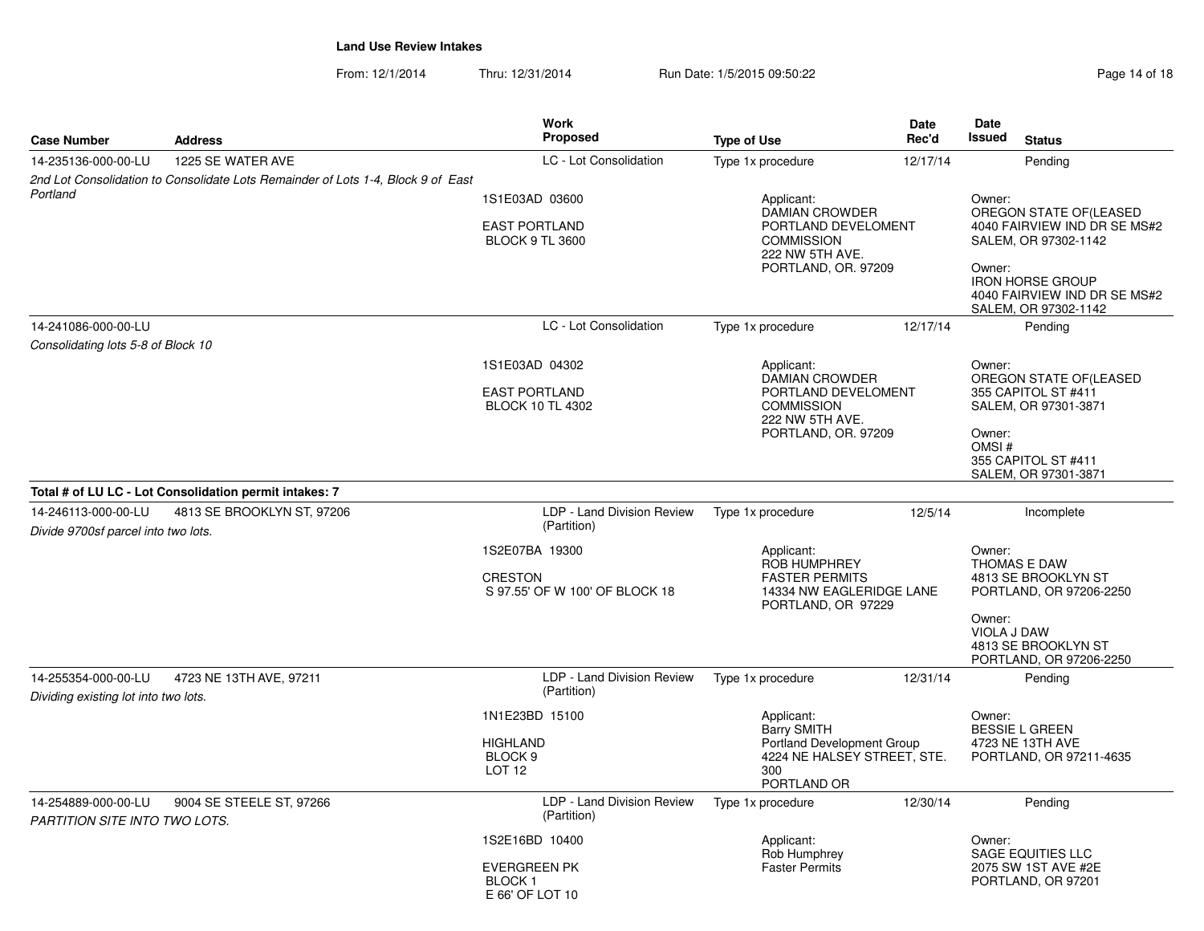## Land Use Review Intakes

From: 12/1/2014 Thru: 12/31/2014 Run Date: 1/5/2015 09:50:22

| Case Number | Address | Work Proposed | Type of Use | Date Rec'd | Date Issued | Status |
|---|---|---|---|---|---|---|
| 14-235136-000-00-LU | 1225 SE WATER AVE | LC - Lot Consolidation | Type 1x procedure | 12/17/14 | | Pending |
| *2nd Lot Consolidation to Consolidate Lots Remainder of Lots 1-4, Block 9 of East Portland* | | 1S1E03AD 03600<br>EAST PORTLAND<br>BLOCK 9 TL 3600 | Applicant:<br>DAMIAN CROWDER<br>PORTLAND DEVELOMENT COMMISSION<br>222 NW 5TH AVE.<br>PORTLAND, OR. 97209 | | Owner:<br>OREGON STATE OF(LEASED<br>4040 FAIRVIEW IND DR SE MS#2<br>SALEM, OR 97302-1142<br>Owner:<br>IRON HORSE GROUP<br>4040 FAIRVIEW IND DR SE MS#2<br>SALEM, OR 97302-1142 | |
| 14-241086-000-00-LU | | LC - Lot Consolidation | Type 1x procedure | 12/17/14 | | Pending |
| *Consolidating lots 5-8 of Block 10* | | 1S1E03AD 04302<br>EAST PORTLAND<br>BLOCK 10 TL 4302 | Applicant:<br>DAMIAN CROWDER<br>PORTLAND DEVELOMENT COMMISSION<br>222 NW 5TH AVE.<br>PORTLAND, OR. 97209 | | Owner:<br>OREGON STATE OF(LEASED<br>355 CAPITOL ST #411<br>SALEM, OR 97301-3871<br>Owner:<br>OMSI #<br>355 CAPITOL ST #411<br>SALEM, OR 97301-3871 | |

**Total # of LU LC - Lot Consolidation permit intakes: 7**

| Case Number | Address | Work Proposed | Type of Use | Date Rec'd | Date Issued | Status |
|---|---|---|---|---|---|---|
| 14-246113-000-00-LU | 4813 SE BROOKLYN ST, 97206 | LDP - Land Division Review (Partition) | Type 1x procedure | 12/5/14 | | Incomplete |
| *Divide 9700sf parcel into two lots.* | | 1S2E07BA 19300<br>CRESTON<br>S 97.55' OF W 100' OF BLOCK 18 | Applicant:<br>ROB HUMPHREY<br>FASTER PERMITS<br>14334 NW EAGLERIDGE LANE<br>PORTLAND, OR 97229 | | Owner:<br>THOMAS E DAW<br>4813 SE BROOKLYN ST<br>PORTLAND, OR 97206-2250<br>Owner:<br>VIOLA J DAW<br>4813 SE BROOKLYN ST<br>PORTLAND, OR 97206-2250 | |
| 14-255354-000-00-LU | 4723 NE 13TH AVE, 97211 | LDP - Land Division Review (Partition) | Type 1x procedure | 12/31/14 | | Pending |
| *Dividing existing lot into two lots.* | | 1N1E23BD 15100<br>HIGHLAND<br>BLOCK 9<br>LOT 12 | Applicant:<br>Barry SMITH<br>Portland Development Group<br>4224 NE HALSEY STREET, STE. 300<br>PORTLAND OR | | Owner:<br>BESSIE L GREEN<br>4723 NE 13TH AVE<br>PORTLAND, OR 97211-4635 | |
| 14-254889-000-00-LU | 9004 SE STEELE ST, 97266 | LDP - Land Division Review (Partition) | Type 1x procedure | 12/30/14 | | Pending |
| *PARTITION SITE INTO TWO LOTS.* | | 1S2E16BD 10400<br>EVERGREEN PK<br>BLOCK 1<br>E 66' OF LOT 10 | Applicant:<br>Rob Humphrey<br>Faster Permits | | Owner:<br>SAGE EQUITIES LLC<br>2075 SW 1ST AVE #2E<br>PORTLAND, OR 97201 | |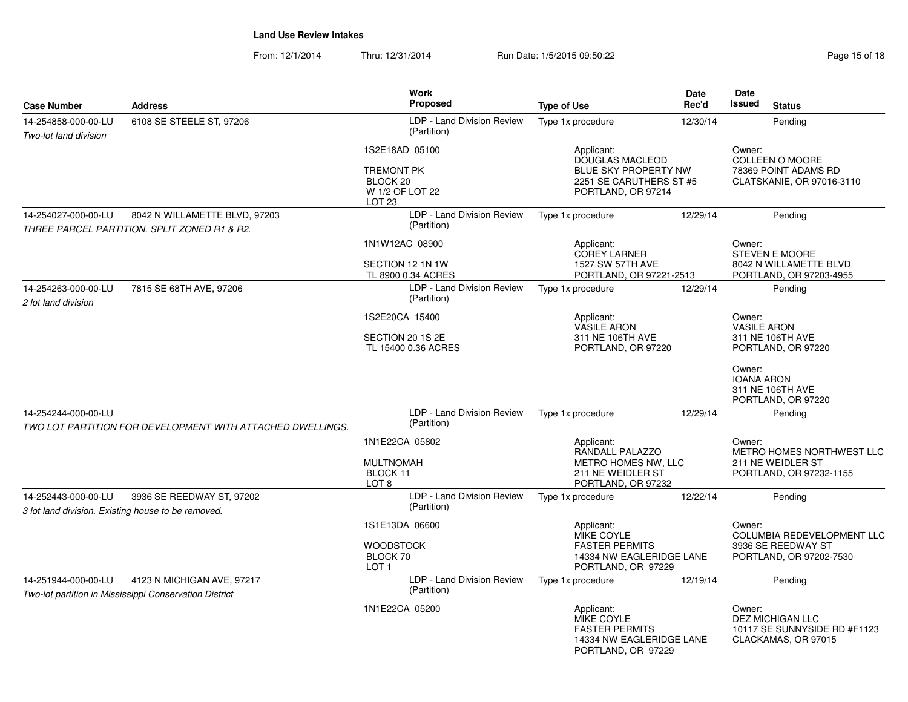## Land Use Review Intakes

From: 12/1/2014 Thru: 12/31/2014 Run Date: 1/5/2015 09:50:22

| Case Number | Address | Work Proposed | Type of Use | Date Rec'd | Date Issued | Status |
|---|---|---|---|---|---|---|
| 14-254858-000-00-LU | 6108 SE STEELE ST, 97206 | LDP - Land Division Review (Partition) | Type 1x procedure | 12/30/14 | | Pending |
| *Two-lot land division* | | 1S2E18AD 05100<br>TREMONT PK<br>BLOCK 20<br>W 1/2 OF LOT 22<br>LOT 23 | Applicant:<br>DOUGLAS MACLEOD<br>BLUE SKY PROPERTY NW<br>2251 SE CARUTHERS ST #5<br>PORTLAND, OR 97214 | | Owner:<br>COLLEEN O MOORE<br>78369 POINT ADAMS RD<br>CLATSKANIE, OR 97016-3110 | |
| 14-254027-000-00-LU | 8042 N WILLAMETTE BLVD, 97203 | LDP - Land Division Review (Partition) | Type 1x procedure | 12/29/14 | | Pending |
| *THREE PARCEL PARTITION. SPLIT ZONED R1 & R2.* | | 1N1W12AC 08900<br>SECTION 12 1N 1W<br>TL 8900 0.34 ACRES | Applicant:<br>COREY LARNER<br>1527 SW 57TH AVE<br>PORTLAND, OR 97221-2513 | | Owner:<br>STEVEN E MOORE<br>8042 N WILLAMETTE BLVD<br>PORTLAND, OR 97203-4955 | |
| 14-254263-000-00-LU | 7815 SE 68TH AVE, 97206 | LDP - Land Division Review (Partition) | Type 1x procedure | 12/29/14 | | Pending |
| *2 lot land division* | | 1S2E20CA 15400<br>SECTION 20 1S 2E<br>TL 15400 0.36 ACRES | Applicant:<br>VASILE ARON<br>311 NE 106TH AVE<br>PORTLAND, OR 97220 | | Owner:<br>VASILE ARON<br>311 NE 106TH AVE<br>PORTLAND, OR 97220<br>Owner:<br>IOANA ARON<br>311 NE 106TH AVE<br>PORTLAND, OR 97220 | |
| 14-254244-000-00-LU | | LDP - Land Division Review (Partition) | Type 1x procedure | 12/29/14 | | Pending |
| *TWO LOT PARTITION FOR DEVELOPMENT WITH ATTACHED DWELLINGS.* | | 1N1E22CA 05802<br>MULTNOMAH<br>BLOCK 11<br>LOT 8 | Applicant:<br>RANDALL PALAZZO<br>METRO HOMES NW, LLC<br>211 NE WEIDLER ST<br>PORTLAND, OR 97232 | | Owner:<br>METRO HOMES NORTHWEST LLC<br>211 NE WEIDLER ST<br>PORTLAND, OR 97232-1155 | |
| 14-252443-000-00-LU | 3936 SE REEDWAY ST, 97202 | LDP - Land Division Review (Partition) | Type 1x procedure | 12/22/14 | | Pending |
| *3 lot land division. Existing house to be removed.* | | 1S1E13DA 06600<br>WOODSTOCK<br>BLOCK 70<br>LOT 1 | Applicant:<br>MIKE COYLE<br>FASTER PERMITS<br>14334 NW EAGLERIDGE LANE<br>PORTLAND, OR 97229 | | Owner:<br>COLUMBIA REDEVELOPMENT LLC<br>3936 SE REEDWAY ST<br>PORTLAND, OR 97202-7530 | |
| 14-251944-000-00-LU | 4123 N MICHIGAN AVE, 97217 | LDP - Land Division Review (Partition) | Type 1x procedure | 12/19/14 | | Pending |
| *Two-lot partition in Mississippi Conservation District* | | 1N1E22CA 05200 | Applicant:<br>MIKE COYLE<br>FASTER PERMITS<br>14334 NW EAGLERIDGE LANE<br>PORTLAND, OR 97229 | | Owner:<br>DEZ MICHIGAN LLC<br>10117 SE SUNNYSIDE RD #F1123<br>CLACKAMAS, OR 97015 | |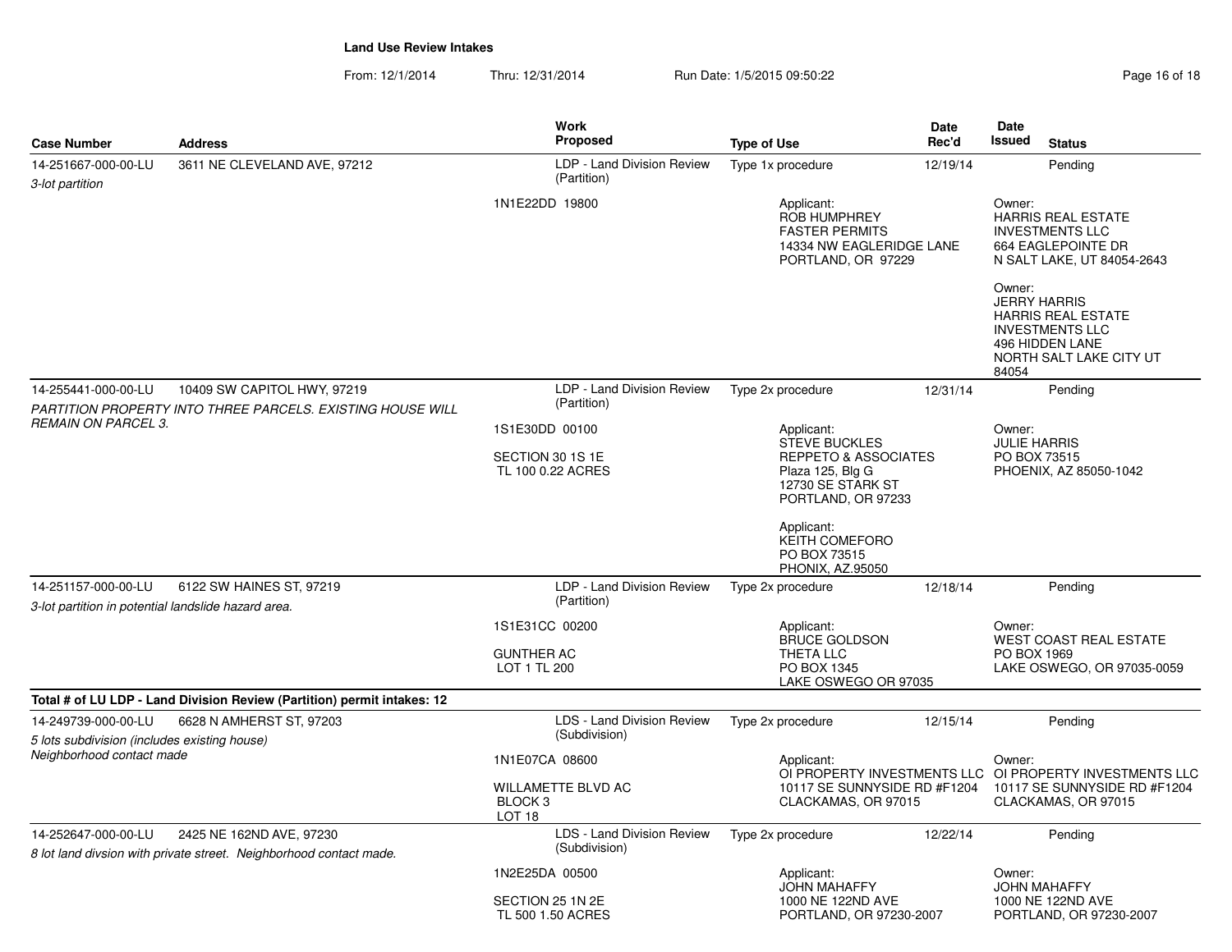**Land Use Review Intakes**

From: 12/1/2014 Thru: 12/31/2014 Run Date: 1/5/2015 09:50:22

| Case Number | Address | Work Proposed | Type of Use | Date Rec'd | Date Issued | Status |
|---|---|---|---|---|---|---|
| 14-251667-000-00-LU | 3611 NE CLEVELAND AVE, 97212 | LDP - Land Division Review (Partition) | Type 1x procedure | 12/19/14 | | Pending |
| *3-lot partition* | | 1N1E22DD 19800 | Applicant: ROB HUMPHREY FASTER PERMITS 14334 NW EAGLERIDGE LANE PORTLAND, OR 97229 | | Owner: HARRIS REAL ESTATE INVESTMENTS LLC 664 EAGLEPOINTE DR N SALT LAKE, UT 84054-2643<br>Owner: JERRY HARRIS HARRIS REAL ESTATE INVESTMENTS LLC 496 HIDDEN LANE NORTH SALT LAKE CITY UT 84054 | |
| 14-255441-000-00-LU | 10409 SW CAPITOL HWY, 97219 | LDP - Land Division Review (Partition) | Type 2x procedure | 12/31/14 | | Pending |
| *PARTITION PROPERTY INTO THREE PARCELS. EXISTING HOUSE WILL REMAIN ON PARCEL 3.* | | 1S1E30DD 00100<br>SECTION 30 1S 1E<br>TL 100 0.22 ACRES | Applicant: STEVE BUCKLES REPPETO & ASSOCIATES Plaza 125, Blg G 12730 SE STARK ST PORTLAND, OR 97233<br>Applicant: KEITH COMEFORO PO BOX 73515 PHONIX, AZ.95050 | | Owner: JULIE HARRIS PO BOX 73515 PHOENIX, AZ 85050-1042 | |
| 14-251157-000-00-LU | 6122 SW HAINES ST, 97219 | LDP - Land Division Review (Partition) | Type 2x procedure | 12/18/14 | | Pending |
| *3-lot partition in potential landslide hazard area.* | | 1S1E31CC 00200<br>GUNTHER AC<br>LOT 1 TL 200 | Applicant: BRUCE GOLDSON THETA LLC PO BOX 1345 LAKE OSWEGO OR 97035 | | Owner: WEST COAST REAL ESTATE PO BOX 1969 LAKE OSWEGO, OR 97035-0059 | |

**Total # of LU LDP - Land Division Review (Partition) permit intakes: 12**

| Case Number | Address | Work Proposed | Type of Use | Date Rec'd | Date Issued | Status |
|---|---|---|---|---|---|---|
| 14-249739-000-00-LU | 6628 N AMHERST ST, 97203 | LDS - Land Division Review (Subdivision) | Type 2x procedure | 12/15/14 | | Pending |
| *5 lots subdivision (includes existing house) Neighborhood contact made* | | 1N1E07CA 08600<br>WILLAMETTE BLVD AC<br>BLOCK 3<br>LOT 18 | Applicant: OI PROPERTY INVESTMENTS LLC 10117 SE SUNNYSIDE RD #F1204 CLACKAMAS, OR 97015 | | Owner: OI PROPERTY INVESTMENTS LLC 10117 SE SUNNYSIDE RD #F1204 CLACKAMAS, OR 97015 | |
| 14-252647-000-00-LU | 2425 NE 162ND AVE, 97230 | LDS - Land Division Review (Subdivision) | Type 2x procedure | 12/22/14 | | Pending |
| *8 lot land divsion with private street. Neighborhood contact made.* | | 1N2E25DA 00500<br>SECTION 25 1N 2E<br>TL 500 1.50 ACRES | Applicant: JOHN MAHAFFY 1000 NE 122ND AVE PORTLAND, OR 97230-2007 | | Owner: JOHN MAHAFFY 1000 NE 122ND AVE PORTLAND, OR 97230-2007 | |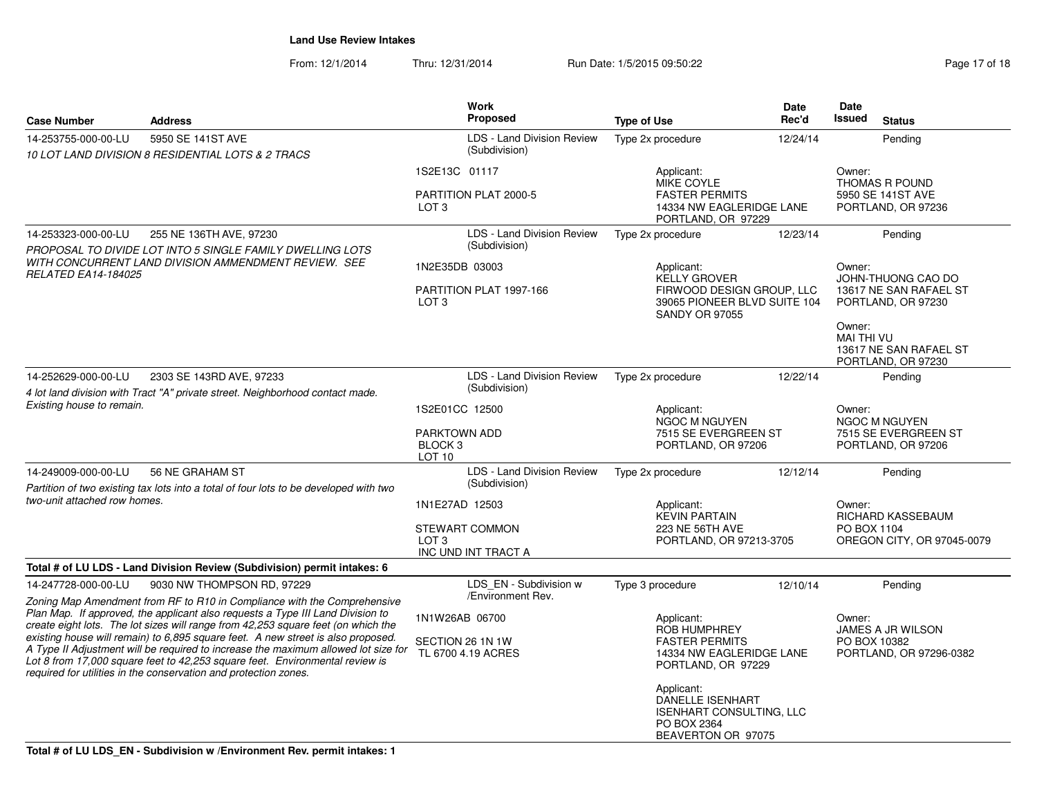**Land Use Review Intakes**

From: 12/1/2014 Thru: 12/31/2014 Run Date: 1/5/2015 09:50:22

| Case Number | Address | Work Proposed | Type of Use | Date Rec'd | Date Issued | Status |
|---|---|---|---|---|---|---|
| 14-253755-000-00-LU | 5950 SE 141ST AVE | LDS - Land Division Review (Subdivision) | Type 2x procedure | 12/24/14 | | Pending |
| | *10 LOT LAND DIVISION 8 RESIDENTIAL LOTS & 2 TRACS* | 1S2E13C 01117<br>PARTITION PLAT 2000-5<br>LOT 3 | Applicant:<br>MIKE COYLE<br>FASTER PERMITS<br>14334 NW EAGLERIDGE LANE<br>PORTLAND, OR 97229 | | Owner:<br>THOMAS R POUND<br>5950 SE 141ST AVE<br>PORTLAND, OR 97236 | |
| 14-253323-000-00-LU | 255 NE 136TH AVE, 97230 | LDS - Land Division Review (Subdivision) | Type 2x procedure | 12/23/14 | | Pending |
| | *PROPOSAL TO DIVIDE LOT INTO 5 SINGLE FAMILY DWELLING LOTS WITH CONCURRENT LAND DIVISION AMMENDMENT REVIEW. SEE RELATED EA14-184025* | 1N2E35DB 03003<br>PARTITION PLAT 1997-166<br>LOT 3 | Applicant:<br>KELLY GROVER<br>FIRWOOD DESIGN GROUP, LLC<br>39065 PIONEER BLVD SUITE 104<br>SANDY OR 97055 | | Owner:<br>JOHN-THUONG CAO DO<br>13617 NE SAN RAFAEL ST<br>PORTLAND, OR 97230<br>Owner:<br>MAI THI VU<br>13617 NE SAN RAFAEL ST<br>PORTLAND, OR 97230 | |
| 14-252629-000-00-LU | 2303 SE 143RD AVE, 97233 | LDS - Land Division Review (Subdivision) | Type 2x procedure | 12/22/14 | | Pending |
| | *4 lot land division with Tract "A" private street. Neighborhood contact made. Existing house to remain.* | 1S2E01CC 12500<br>PARKTOWN ADD<br>BLOCK 3<br>LOT 10 | Applicant:<br>NGOC M NGUYEN<br>7515 SE EVERGREEN ST<br>PORTLAND, OR 97206 | | Owner:<br>NGOC M NGUYEN<br>7515 SE EVERGREEN ST<br>PORTLAND, OR 97206 | |
| 14-249009-000-00-LU | 56 NE GRAHAM ST | LDS - Land Division Review (Subdivision) | Type 2x procedure | 12/12/14 | | Pending |
| | *Partition of two existing tax lots into a total of four lots to be developed with two two-unit attached row homes.* | 1N1E27AD 12503<br>STEWART COMMON<br>LOT 3<br>INC UND INT TRACT A | Applicant:<br>KEVIN PARTAIN<br>223 NE 56TH AVE<br>PORTLAND, OR 97213-3705 | | Owner:<br>RICHARD KASSEBAUM<br>PO BOX 1104<br>OREGON CITY, OR 97045-0079 | |

**Total # of LU LDS - Land Division Review (Subdivision) permit intakes: 6**

| Case Number | Address | Work Proposed | Type of Use | Date Rec'd | Date Issued | Status |
|---|---|---|---|---|---|---|
| 14-247728-000-00-LU | 9030 NW THOMPSON RD, 97229 | LDS_EN - Subdivision w /Environment Rev. | Type 3 procedure | 12/10/14 | | Pending |
| | *Zoning Map Amendment from RF to R10 in Compliance with the Comprehensive Plan Map. If approved, the applicant also requests a Type III Land Division to create eight lots. The lot sizes will range from 42,253 square feet (on which the existing house will remain) to 6,895 square feet. A new street is also proposed. A Type II Adjustment will be required to increase the maximum allowed lot size for Lot 8 from 17,000 square feet to 42,253 square feet. Environmental review is required for utilities in the conservation and protection zones.* | 1N1W26AB 06700<br>SECTION 26 1N 1W<br>TL 6700 4.19 ACRES | Applicant:<br>ROB HUMPHREY<br>FASTER PERMITS<br>14334 NW EAGLERIDGE LANE<br>PORTLAND, OR 97229<br>Applicant:<br>DANELLE ISENHART<br>ISENHART CONSULTING, LLC<br>PO BOX 2364<br>BEAVERTON OR 97075 | | Owner:<br>JAMES A JR WILSON<br>PO BOX 10382<br>PORTLAND, OR 97296-0382 | |

**Total # of LU LDS_EN - Subdivision w /Environment Rev. permit intakes: 1**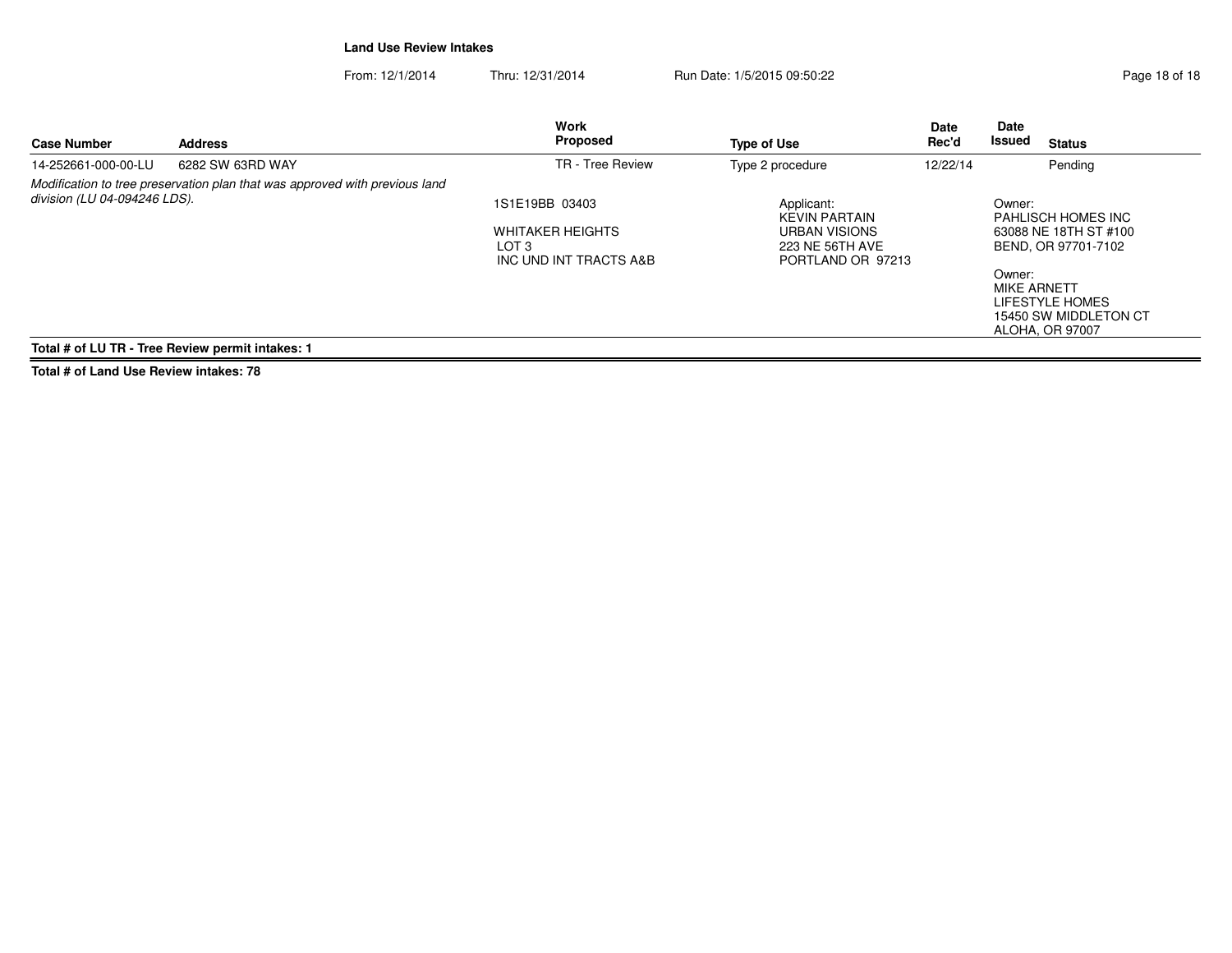**Land Use Review Intakes**

From: 12/1/2014 Thru: 12/31/2014 Run Date: 1/5/2015 09:50:22

| Case Number | Address | Work Proposed | Type of Use | Date Rec'd | Date Issued | Status |
|---|---|---|---|---|---|---|
| 14-252661-000-00-LU | 6282 SW 63RD WAY | TR - Tree Review | Type 2 procedure | 12/22/14 | | Pending |

*Modification to tree preservation plan that was approved with previous land division (LU 04-094246 LDS).*

1S1E19BB 03403

WHITAKER HEIGHTS
LOT 3
INC UND INT TRACTS A&B

Applicant:
KEVIN PARTAIN
URBAN VISIONS
223 NE 56TH AVE
PORTLAND OR 97213

Owner:
PAHLISCH HOMES INC
63088 NE 18TH ST #100
BEND, OR 97701-7102

Owner:
MIKE ARNETT
LIFESTYLE HOMES
15450 SW MIDDLETON CT
ALOHA, OR 97007

**Total # of LU TR - Tree Review permit intakes: 1**

**Total # of Land Use Review intakes: 78**